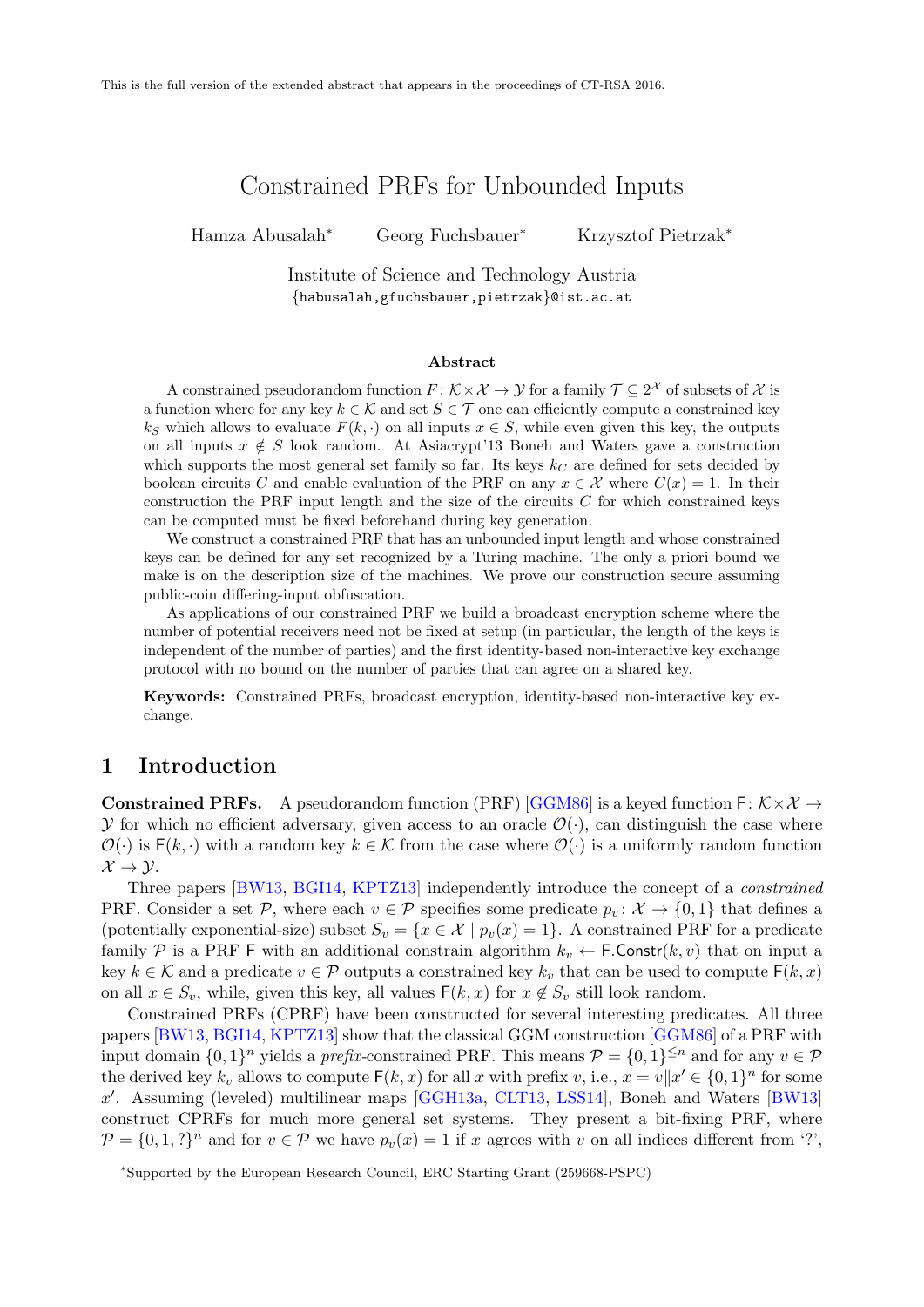This is the full version of the extended abstract that appears in the proceedings of CT-RSA 2016.

# Constrained PRFs for Unbounded Inputs

Hamza Abusalah* Georg Fuchsbauer* Krzysztof Pietrzak*

Institute of Science and Technology Austria
{habusalah,gfuchsbauer,pietrzak}@ist.ac.at

### Abstract

A constrained pseudorandom function $F\colon \mathcal{K}\times\mathcal{X}\to\mathcal{Y}$ for a family $\mathcal{T}\subseteq 2^{\mathcal{X}}$ of subsets of $\mathcal{X}$ is a function where for any key $k\in\mathcal{K}$ and set $S\in\mathcal{T}$ one can efficiently compute a constrained key $k_S$ which allows to evaluate $F(k,\cdot)$ on all inputs $x\in S$, while even given this key, the outputs on all inputs $x\notin S$ look random. At Asiacrypt'13 Boneh and Waters gave a construction which supports the most general set family so far. Its keys $k_C$ are defined for sets decided by boolean circuits $C$ and enable evaluation of the PRF on any $x\in\mathcal{X}$ where $C(x)=1$. In their construction the PRF input length and the size of the circuits $C$ for which constrained keys can be computed must be fixed beforehand during key generation.

We construct a constrained PRF that has an unbounded input length and whose constrained keys can be defined for any set recognized by a Turing machine. The only a priori bound we make is on the description size of the machines. We prove our construction secure assuming public-coin differing-input obfuscation.

As applications of our constrained PRF we build a broadcast encryption scheme where the number of potential receivers need not be fixed at setup (in particular, the length of the keys is independent of the number of parties) and the first identity-based non-interactive key exchange protocol with no bound on the number of parties that can agree on a shared key.

**Keywords:** Constrained PRFs, broadcast encryption, identity-based non-interactive key exchange.

## 1 Introduction

**Constrained PRFs.** A pseudorandom function (PRF) [GGM86] is a keyed function $\mathsf{F}\colon \mathcal{K}\times\mathcal{X}\to\mathcal{Y}$ for which no efficient adversary, given access to an oracle $\mathcal{O}(\cdot)$, can distinguish the case where $\mathcal{O}(\cdot)$ is $\mathsf{F}(k,\cdot)$ with a random key $k\in\mathcal{K}$ from the case where $\mathcal{O}(\cdot)$ is a uniformly random function $\mathcal{X}\to\mathcal{Y}$.

Three papers [BW13, BGI14, KPTZ13] independently introduce the concept of a *constrained* PRF. Consider a set $\mathcal{P}$, where each $v\in\mathcal{P}$ specifies some predicate $p_v\colon \mathcal{X}\to\{0,1\}$ that defines a (potentially exponential-size) subset $S_v=\{x\in\mathcal{X}\mid p_v(x)=1\}$. A constrained PRF for a predicate family $\mathcal{P}$ is a PRF $\mathsf{F}$ with an additional constrain algorithm $k_v\leftarrow\mathsf{F.Constr}(k,v)$ that on input a key $k\in\mathcal{K}$ and a predicate $v\in\mathcal{P}$ outputs a constrained key $k_v$ that can be used to compute $\mathsf{F}(k,x)$ on all $x\in S_v$, while, given this key, all values $\mathsf{F}(k,x)$ for $x\notin S_v$ still look random.

Constrained PRFs (CPRF) have been constructed for several interesting predicates. All three papers [BW13, BGI14, KPTZ13] show that the classical GGM construction [GGM86] of a PRF with input domain $\{0,1\}^n$ yields a *prefix*-constrained PRF. This means $\mathcal{P}=\{0,1\}^{\le n}$ and for any $v\in\mathcal{P}$ the derived key $k_v$ allows to compute $\mathsf{F}(k,x)$ for all $x$ with prefix $v$, i.e., $x=v\|x'\in\{0,1\}^n$ for some $x'$. Assuming (leveled) multilinear maps [GGH13a, CLT13, LSS14], Boneh and Waters [BW13] construct CPRFs for much more general set systems. They present a bit-fixing PRF, where $\mathcal{P}=\{0,1,?\}^n$ and for $v\in\mathcal{P}$ we have $p_v(x)=1$ if $x$ agrees with $v$ on all indices different from '?',

*Supported by the European Research Council, ERC Starting Grant (259668-PSPC)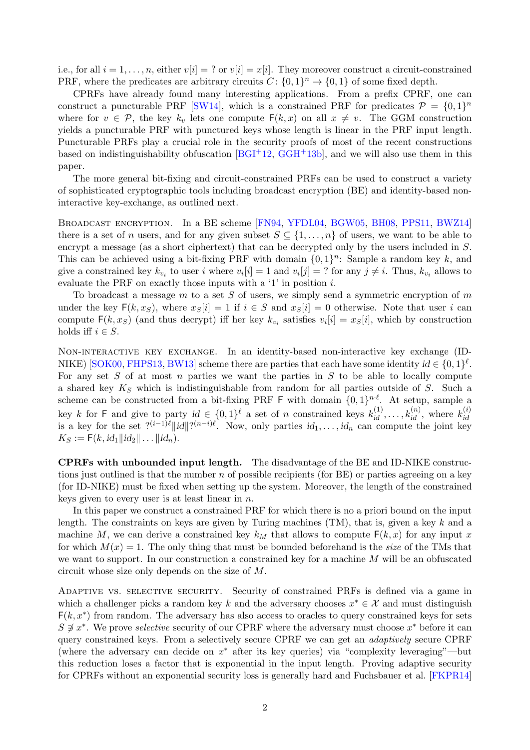i.e., for all $i = 1, \ldots, n$, either $v[i] = ?$ or $v[i] = x[i]$. They moreover construct a circuit-constrained PRF, where the predicates are arbitrary circuits $C\colon \{0,1\}^n \to \{0,1\}$ of some fixed depth.

CPRFs have already found many interesting applications. From a prefix CPRF, one can construct a puncturable PRF [SW14], which is a constrained PRF for predicates $\mathcal{P} = \{0,1\}^n$ where for $v \in \mathcal{P}$, the key $k_v$ lets one compute $\mathsf{F}(k,x)$ on all $x \neq v$. The GGM construction yields a puncturable PRF with punctured keys whose length is linear in the PRF input length. Puncturable PRFs play a crucial role in the security proofs of most of the recent constructions based on indistinguishability obfuscation [BGI+12, GGH+13b], and we will also use them in this paper.

The more general bit-fixing and circuit-constrained PRFs can be used to construct a variety of sophisticated cryptographic tools including broadcast encryption (BE) and identity-based non-interactive key-exchange, as outlined next.

Broadcast encryption. In a BE scheme [FN94, YFDL04, BGW05, BH08, PPS11, BWZ14] there is a set of $n$ users, and for any given subset $S \subseteq \{1, \ldots, n\}$ of users, we want to be able to encrypt a message (as a short ciphertext) that can be decrypted only by the users included in $S$. This can be achieved using a bit-fixing PRF with domain $\{0,1\}^n$: Sample a random key $k$, and give a constrained key $k_{v_i}$ to user $i$ where $v_i[i] = 1$ and $v_i[j] = ?$ for any $j \neq i$. Thus, $k_{v_i}$ allows to evaluate the PRF on exactly those inputs with a '1' in position $i$.

To broadcast a message $m$ to a set $S$ of users, we simply send a symmetric encryption of $m$ under the key $\mathsf{F}(k, x_S)$, where $x_S[i] = 1$ if $i \in S$ and $x_S[i] = 0$ otherwise. Note that user $i$ can compute $\mathsf{F}(k, x_S)$ (and thus decrypt) iff her key $k_{v_i}$ satisfies $v_i[i] = x_S[i]$, which by construction holds iff $i \in S$.

Non-interactive key exchange. In an identity-based non-interactive key exchange (ID-NIKE) [SOK00, FHPS13, BW13] scheme there are parties that each have some identity $id \in \{0,1\}^\ell$. For any set $S$ of at most $n$ parties we want the parties in $S$ to be able to locally compute a shared key $K_S$ which is indistinguishable from random for all parties outside of $S$. Such a scheme can be constructed from a bit-fixing PRF $\mathsf{F}$ with domain $\{0,1\}^{n \cdot \ell}$. At setup, sample a key $k$ for $\mathsf{F}$ and give to party $id \in \{0,1\}^\ell$ a set of $n$ constrained keys $k_{id}^{(1)}, \ldots, k_{id}^{(n)}$, where $k_{id}^{(i)}$ is a key for the set $?^{(i-1)\ell} \| id \| ?^{(n-i)\ell}$. Now, only parties $id_1, \ldots, id_n$ can compute the joint key $K_S := \mathsf{F}(k, id_1 \| id_2 \| \ldots \| id_n)$.

**CPRFs with unbounded input length.** The disadvantage of the BE and ID-NIKE constructions just outlined is that the number $n$ of possible recipients (for BE) or parties agreeing on a key (for ID-NIKE) must be fixed when setting up the system. Moreover, the length of the constrained keys given to every user is at least linear in $n$.

In this paper we construct a constrained PRF for which there is no a priori bound on the input length. The constraints on keys are given by Turing machines (TM), that is, given a key $k$ and a machine $M$, we can derive a constrained key $k_M$ that allows to compute $\mathsf{F}(k,x)$ for any input $x$ for which $M(x) = 1$. The only thing that must be bounded beforehand is the *size* of the TMs that we want to support. In our construction a constrained key for a machine $M$ will be an obfuscated circuit whose size only depends on the size of $M$.

Adaptive vs. selective security. Security of constrained PRFs is defined via a game in which a challenger picks a random key $k$ and the adversary chooses $x^* \in \mathcal{X}$ and must distinguish $\mathsf{F}(k, x^*)$ from random. The adversary has also access to oracles to query constrained keys for sets $S \not\ni x^*$. We prove *selective* security of our CPRF where the adversary must choose $x^*$ before it can query constrained keys. From a selectively secure CPRF we can get an *adaptively* secure CPRF (where the adversary can decide on $x^*$ after its key queries) via "complexity leveraging"—but this reduction loses a factor that is exponential in the input length. Proving adaptive security for CPRFs without an exponential security loss is generally hard and Fuchsbauer et al. [FKPR14]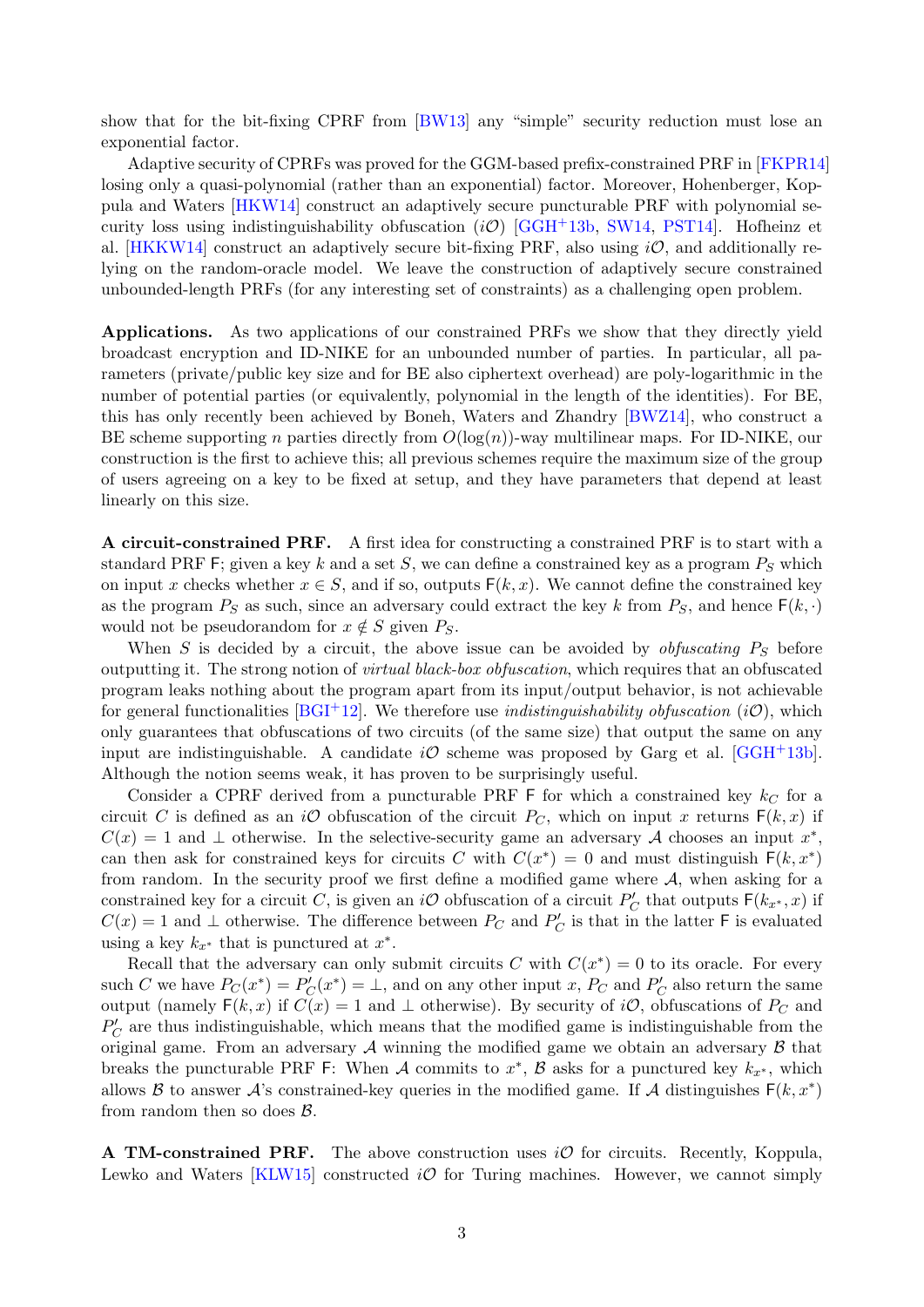show that for the bit-fixing CPRF from [BW13] any "simple" security reduction must lose an exponential factor.

Adaptive security of CPRFs was proved for the GGM-based prefix-constrained PRF in [FKPR14] losing only a quasi-polynomial (rather than an exponential) factor. Moreover, Hohenberger, Koppula and Waters [HKW14] construct an adaptively secure puncturable PRF with polynomial security loss using indistinguishability obfuscation ($i\mathcal{O}$) [GGH+13b, SW14, PST14]. Hofheinz et al. [HKKW14] construct an adaptively secure bit-fixing PRF, also using $i\mathcal{O}$, and additionally relying on the random-oracle model. We leave the construction of adaptively secure constrained unbounded-length PRFs (for any interesting set of constraints) as a challenging open problem.

**Applications.** As two applications of our constrained PRFs we show that they directly yield broadcast encryption and ID-NIKE for an unbounded number of parties. In particular, all parameters (private/public key size and for BE also ciphertext overhead) are poly-logarithmic in the number of potential parties (or equivalently, polynomial in the length of the identities). For BE, this has only recently been achieved by Boneh, Waters and Zhandry [BWZ14], who construct a BE scheme supporting $n$ parties directly from $O(\log(n))$-way multilinear maps. For ID-NIKE, our construction is the first to achieve this; all previous schemes require the maximum size of the group of users agreeing on a key to be fixed at setup, and they have parameters that depend at least linearly on this size.

**A circuit-constrained PRF.** A first idea for constructing a constrained PRF is to start with a standard PRF $\mathsf{F}$; given a key $k$ and a set $S$, we can define a constrained key as a program $P_S$ which on input $x$ checks whether $x \in S$, and if so, outputs $\mathsf{F}(k, x)$. We cannot define the constrained key as the program $P_S$ as such, since an adversary could extract the key $k$ from $P_S$, and hence $\mathsf{F}(k, \cdot)$ would not be pseudorandom for $x \notin S$ given $P_S$.

When $S$ is decided by a circuit, the above issue can be avoided by *obfuscating* $P_S$ before outputting it. The strong notion of *virtual black-box obfuscation*, which requires that an obfuscated program leaks nothing about the program apart from its input/output behavior, is not achievable for general functionalities [BGI+12]. We therefore use *indistinguishability obfuscation* ($i\mathcal{O}$), which only guarantees that obfuscations of two circuits (of the same size) that output the same on any input are indistinguishable. A candidate $i\mathcal{O}$ scheme was proposed by Garg et al. [GGH+13b]. Although the notion seems weak, it has proven to be surprisingly useful.

Consider a CPRF derived from a puncturable PRF $\mathsf{F}$ for which a constrained key $k_C$ for a circuit $C$ is defined as an $i\mathcal{O}$ obfuscation of the circuit $P_C$, which on input $x$ returns $\mathsf{F}(k, x)$ if $C(x) = 1$ and $\perp$ otherwise. In the selective-security game an adversary $\mathcal{A}$ chooses an input $x^*$, can then ask for constrained keys for circuits $C$ with $C(x^*) = 0$ and must distinguish $\mathsf{F}(k, x^*)$ from random. In the security proof we first define a modified game where $\mathcal{A}$, when asking for a constrained key for a circuit $C$, is given an $i\mathcal{O}$ obfuscation of a circuit $P'_C$ that outputs $\mathsf{F}(k_{x^*}, x)$ if $C(x) = 1$ and $\perp$ otherwise. The difference between $P_C$ and $P'_C$ is that in the latter $\mathsf{F}$ is evaluated using a key $k_{x^*}$ that is punctured at $x^*$.

Recall that the adversary can only submit circuits $C$ with $C(x^*) = 0$ to its oracle. For every such $C$ we have $P_C(x^*) = P'_C(x^*) = \perp$, and on any other input $x$, $P_C$ and $P'_C$ also return the same output (namely $\mathsf{F}(k, x)$ if $C(x) = 1$ and $\perp$ otherwise). By security of $i\mathcal{O}$, obfuscations of $P_C$ and $P'_C$ are thus indistinguishable, which means that the modified game is indistinguishable from the original game. From an adversary $\mathcal{A}$ winning the modified game we obtain an adversary $\mathcal{B}$ that breaks the puncturable PRF $\mathsf{F}$: When $\mathcal{A}$ commits to $x^*$, $\mathcal{B}$ asks for a punctured key $k_{x^*}$, which allows $\mathcal{B}$ to answer $\mathcal{A}$'s constrained-key queries in the modified game. If $\mathcal{A}$ distinguishes $\mathsf{F}(k, x^*)$ from random then so does $\mathcal{B}$.

**A TM-constrained PRF.** The above construction uses $i\mathcal{O}$ for circuits. Recently, Koppula, Lewko and Waters [KLW15] constructed $i\mathcal{O}$ for Turing machines. However, we cannot simply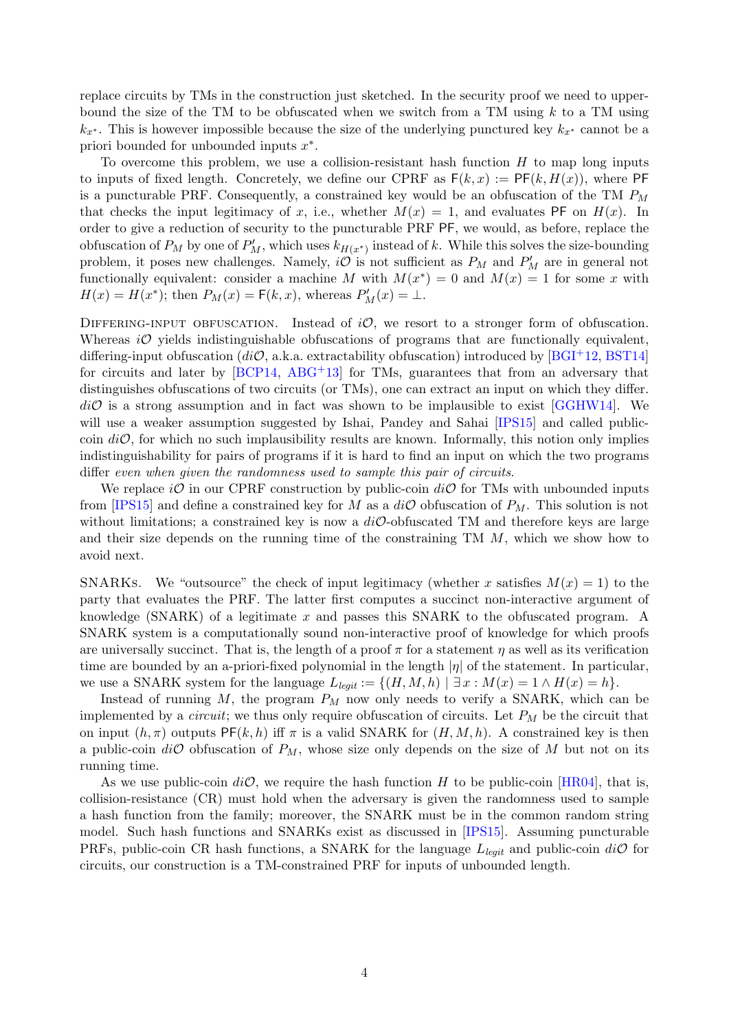replace circuits by TMs in the construction just sketched. In the security proof we need to upper-bound the size of the TM to be obfuscated when we switch from a TM using $k$ to a TM using $k_{x^*}$. This is however impossible because the size of the underlying punctured key $k_{x^*}$ cannot be a priori bounded for unbounded inputs $x^*$.

To overcome this problem, we use a collision-resistant hash function $H$ to map long inputs to inputs of fixed length. Concretely, we define our CPRF as $\mathsf{F}(k, x) := \mathsf{PF}(k, H(x))$, where $\mathsf{PF}$ is a puncturable PRF. Consequently, a constrained key would be an obfuscation of the TM $P_M$ that checks the input legitimacy of $x$, i.e., whether $M(x) = 1$, and evaluates $\mathsf{PF}$ on $H(x)$. In order to give a reduction of security to the puncturable PRF $\mathsf{PF}$, we would, as before, replace the obfuscation of $P_M$ by one of $P'_M$, which uses $k_{H(x^*)}$ instead of $k$. While this solves the size-bounding problem, it poses new challenges. Namely, $i\mathcal{O}$ is not sufficient as $P_M$ and $P'_M$ are in general not functionally equivalent: consider a machine $M$ with $M(x^*) = 0$ and $M(x) = 1$ for some $x$ with $H(x) = H(x^*)$; then $P_M(x) = \mathsf{F}(k, x)$, whereas $P'_M(x) = \perp$.

Differing-input obfuscation. Instead of $i\mathcal{O}$, we resort to a stronger form of obfuscation. Whereas $i\mathcal{O}$ yields indistinguishable obfuscations of programs that are functionally equivalent, differing-input obfuscation ($di\mathcal{O}$, a.k.a. extractability obfuscation) introduced by [BGI+12, BST14] for circuits and later by [BCP14, ABG+13] for TMs, guarantees that from an adversary that distinguishes obfuscations of two circuits (or TMs), one can extract an input on which they differ. $di\mathcal{O}$ is a strong assumption and in fact was shown to be implausible to exist [GGHW14]. We will use a weaker assumption suggested by Ishai, Pandey and Sahai [IPS15] and called public-coin $di\mathcal{O}$, for which no such implausibility results are known. Informally, this notion only implies indistinguishability for pairs of programs if it is hard to find an input on which the two programs differ *even when given the randomness used to sample this pair of circuits*.

We replace $i\mathcal{O}$ in our CPRF construction by public-coin $di\mathcal{O}$ for TMs with unbounded inputs from [IPS15] and define a constrained key for $M$ as a $di\mathcal{O}$ obfuscation of $P_M$. This solution is not without limitations; a constrained key is now a $di\mathcal{O}$-obfuscated TM and therefore keys are large and their size depends on the running time of the constraining TM $M$, which we show how to avoid next.

SNARKs. We "outsource" the check of input legitimacy (whether $x$ satisfies $M(x) = 1$) to the party that evaluates the PRF. The latter first computes a succinct non-interactive argument of knowledge (SNARK) of a legitimate $x$ and passes this SNARK to the obfuscated program. A SNARK system is a computationally sound non-interactive proof of knowledge for which proofs are universally succinct. That is, the length of a proof $\pi$ for a statement $\eta$ as well as its verification time are bounded by an a-priori-fixed polynomial in the length $|\eta|$ of the statement. In particular, we use a SNARK system for the language $L_{legit} := \{(H, M, h) \mid \exists x : M(x) = 1 \wedge H(x) = h\}$.

Instead of running $M$, the program $P_M$ now only needs to verify a SNARK, which can be implemented by a *circuit*; we thus only require obfuscation of circuits. Let $P_M$ be the circuit that on input $(h, \pi)$ outputs $\mathsf{PF}(k, h)$ iff $\pi$ is a valid SNARK for $(H, M, h)$. A constrained key is then a public-coin $di\mathcal{O}$ obfuscation of $P_M$, whose size only depends on the size of $M$ but not on its running time.

As we use public-coin $di\mathcal{O}$, we require the hash function $H$ to be public-coin [HR04], that is, collision-resistance (CR) must hold when the adversary is given the randomness used to sample a hash function from the family; moreover, the SNARK must be in the common random string model. Such hash functions and SNARKs exist as discussed in [IPS15]. Assuming puncturable PRFs, public-coin CR hash functions, a SNARK for the language $L_{legit}$ and public-coin $di\mathcal{O}$ for circuits, our construction is a TM-constrained PRF for inputs of unbounded length.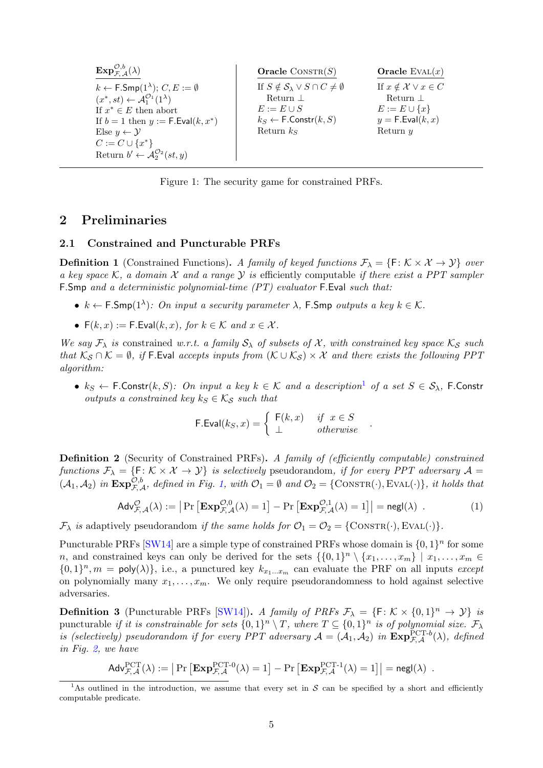$\mathbf{Exp}^{\mathcal{O},b}_{\mathcal{F},\mathcal{A}}(\lambda)$

$k \leftarrow \mathsf{F.Smp}(1^\lambda)$; $C, E := \emptyset$
$(x^*, st) \leftarrow \mathcal{A}_1^{\mathcal{O}_1}(1^\lambda)$
If $x^* \in E$ then abort
If $b = 1$ then $y := \mathsf{F.Eval}(k, x^*)$
Else $y \leftarrow \mathcal{Y}$
$C := C \cup \{x^*\}$
Return $b' \leftarrow \mathcal{A}_2^{\mathcal{O}_2}(st, y)$

**Oracle** $\textsc{Constr}(S)$

If $S \notin \mathcal{S}_\lambda \vee S \cap C \neq \emptyset$
  Return $\perp$
$E := E \cup S$
$k_S \leftarrow \mathsf{F.Constr}(k, S)$
Return $k_S$

**Oracle** $\textsc{Eval}(x)$

If $x \notin \mathcal{X} \vee x \in C$
  Return $\perp$
$E := E \cup \{x\}$
$y = \mathsf{F.Eval}(k, x)$
Return $y$

Figure 1: The security game for constrained PRFs.

## 2 Preliminaries

### 2.1 Constrained and Puncturable PRFs

**Definition 1** (Constrained Functions). *A family of keyed functions $\mathcal{F}_\lambda = \{\mathsf{F}\colon \mathcal{K} \times \mathcal{X} \to \mathcal{Y}\}$ over a key space $\mathcal{K}$, a domain $\mathcal{X}$ and a range $\mathcal{Y}$ is efficiently computable if there exist a PPT sampler $\mathsf{F.Smp}$ and a deterministic polynomial-time (PT) evaluator $\mathsf{F.Eval}$ such that:*

- *$k \leftarrow \mathsf{F.Smp}(1^\lambda)$: On input a security parameter $\lambda$, $\mathsf{F.Smp}$ outputs a key $k \in \mathcal{K}$.*
- *$\mathsf{F}(k, x) := \mathsf{F.Eval}(k, x)$, for $k \in \mathcal{K}$ and $x \in \mathcal{X}$.*

*We say $\mathcal{F}_\lambda$ is* constrained *w.r.t. a family $\mathcal{S}_\lambda$ of subsets of $\mathcal{X}$, with constrained key space $\mathcal{K}_\mathcal{S}$ such that $\mathcal{K}_\mathcal{S} \cap \mathcal{K} = \emptyset$, if $\mathsf{F.Eval}$ accepts inputs from $(\mathcal{K} \cup \mathcal{K}_\mathcal{S}) \times \mathcal{X}$ and there exists the following PPT algorithm:*

- *$k_S \leftarrow \mathsf{F.Constr}(k, S)$: On input a key $k \in \mathcal{K}$ and a description[1] of a set $S \in \mathcal{S}_\lambda$, $\mathsf{F.Constr}$ outputs a constrained key $k_S \in \mathcal{K}_\mathcal{S}$ such that*

$$\mathsf{F.Eval}(k_S, x) = \begin{cases} \mathsf{F}(k, x) & \text{if } x \in S \\ \perp & \text{otherwise} \end{cases} .$$

**Definition 2** (Security of Constrained PRFs). *A family of (efficiently computable) constrained functions $\mathcal{F}_\lambda = \{\mathsf{F}\colon \mathcal{K} \times \mathcal{X} \to \mathcal{Y}\}$ is* selectively *pseudorandom, if for every PPT adversary $\mathcal{A} = (\mathcal{A}_1, \mathcal{A}_2)$ in $\mathbf{Exp}^{\mathcal{O},b}_{\mathcal{F},\mathcal{A}}$, defined in Fig. 1, with $\mathcal{O}_1 = \emptyset$ and $\mathcal{O}_2 = \{\textsc{Constr}(\cdot), \textsc{Eval}(\cdot)\}$, it holds that*

$$\mathsf{Adv}^{\mathcal{O}}_{\mathcal{F},\mathcal{A}}(\lambda) := \left| \Pr\left[\mathbf{Exp}^{\mathcal{O},0}_{\mathcal{F},\mathcal{A}}(\lambda) = 1\right] - \Pr\left[\mathbf{Exp}^{\mathcal{O},1}_{\mathcal{F},\mathcal{A}}(\lambda) = 1\right]\right| = \mathsf{negl}(\lambda) \ . \tag{1}$$

*$\mathcal{F}_\lambda$ is* adaptively pseudorandom *if the same holds for $\mathcal{O}_1 = \mathcal{O}_2 = \{\textsc{Constr}(\cdot), \textsc{Eval}(\cdot)\}$.*

Puncturable PRFs [SW14] are a simple type of constrained PRFs whose domain is $\{0,1\}^n$ for some $n$, and constrained keys can only be derived for the sets $\{\{0,1\}^n \setminus \{x_1, \ldots, x_m\} \mid x_1, \ldots, x_m \in \{0,1\}^n, m = \mathsf{poly}(\lambda)\}$, i.e., a punctured key $k_{x_1 \ldots x_m}$ can evaluate the PRF on all inputs *except* on polynomially many $x_1, \ldots, x_m$. We only require pseudorandomness to hold against selective adversaries.

**Definition 3** (Puncturable PRFs [SW14]). *A family of PRFs $\mathcal{F}_\lambda = \{\mathsf{F}\colon \mathcal{K} \times \{0,1\}^n \to \mathcal{Y}\}$ is* puncturable *if it is constrainable for sets $\{0,1\}^n \setminus T$, where $T \subseteq \{0,1\}^n$ is of polynomial size. $\mathcal{F}_\lambda$ is (selectively) pseudorandom if for every PPT adversary $\mathcal{A} = (\mathcal{A}_1, \mathcal{A}_2)$ in $\mathbf{Exp}^{\text{PCT-}b}_{\mathcal{F},\mathcal{A}}(\lambda)$, defined in Fig. 2, we have*

$$\mathsf{Adv}^{\text{PCT}}_{\mathcal{F},\mathcal{A}}(\lambda) := \left| \Pr\left[\mathbf{Exp}^{\text{PCT-}0}_{\mathcal{F},\mathcal{A}}(\lambda) = 1\right] - \Pr\left[\mathbf{Exp}^{\text{PCT-}1}_{\mathcal{F},\mathcal{A}}(\lambda) = 1\right]\right| = \mathsf{negl}(\lambda) \ .$$

[1] As outlined in the introduction, we assume that every set in $\mathcal{S}$ can be specified by a short and efficiently computable predicate.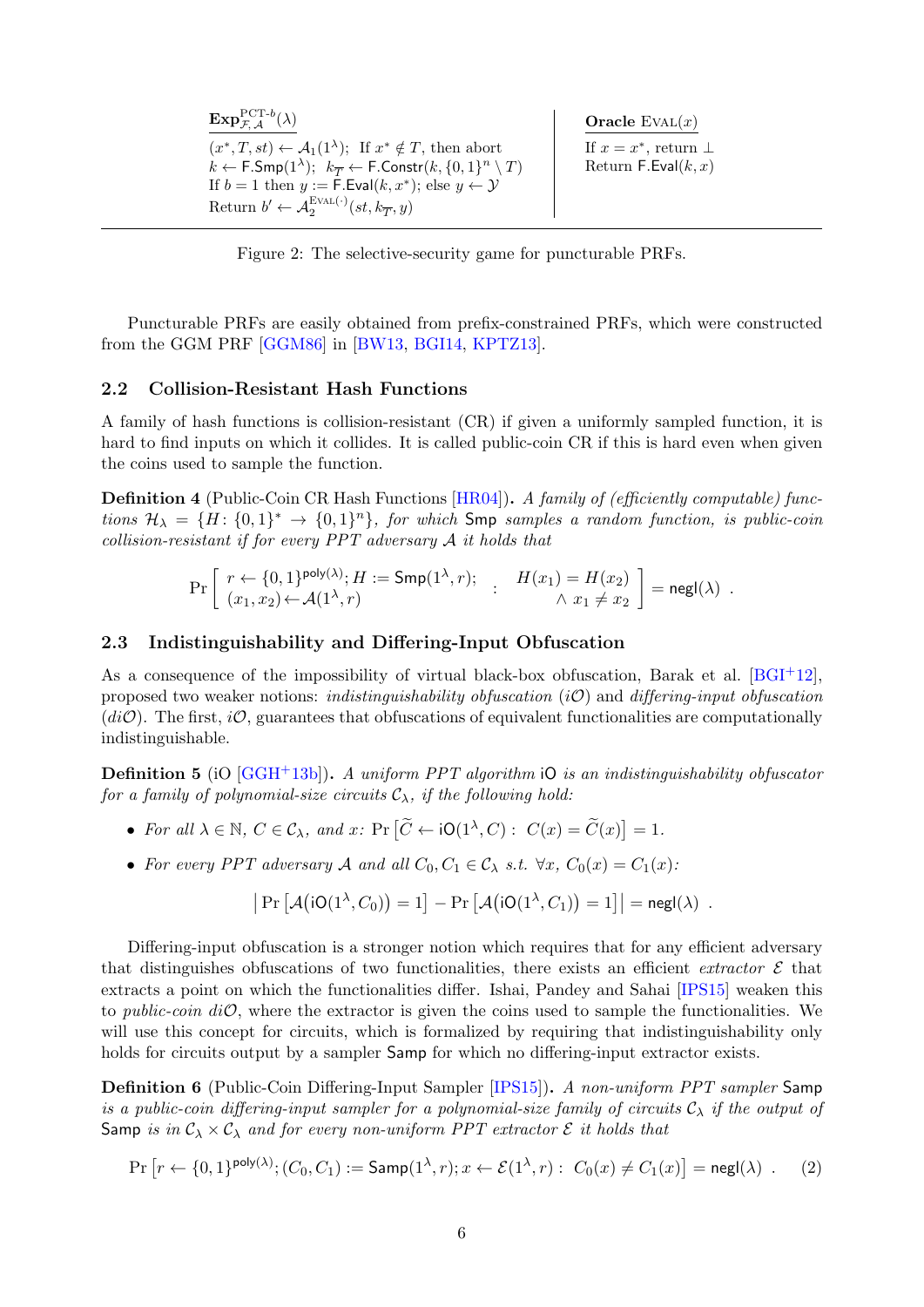**$\mathbf{Exp}^{\text{PCT-}b}_{\mathcal{F},\mathcal{A}}(\lambda)$**

$(x^*, T, st) \leftarrow \mathcal{A}_1(1^\lambda)$; If $x^* \notin T$, then abort
$k \leftarrow \mathsf{F.Smp}(1^\lambda)$; $k_{\overline{T}} \leftarrow \mathsf{F.Constr}(k, \{0,1\}^n \setminus T)$
If $b = 1$ then $y := \mathsf{F.Eval}(k, x^*)$; else $y \leftarrow \mathcal{Y}$
Return $b' \leftarrow \mathcal{A}_2^{\text{EVAL}(\cdot)}(st, k_{\overline{T}}, y)$

**Oracle** $\text{EVAL}(x)$

If $x = x^*$, return $\perp$
Return $\mathsf{F.Eval}(k, x)$

Figure 2: The selective-security game for puncturable PRFs.

Puncturable PRFs are easily obtained from prefix-constrained PRFs, which were constructed from the GGM PRF [GGM86] in [BW13, BGI14, KPTZ13].

## 2.2 Collision-Resistant Hash Functions

A family of hash functions is collision-resistant (CR) if given a uniformly sampled function, it is hard to find inputs on which it collides. It is called public-coin CR if this is hard even when given the coins used to sample the function.

**Definition 4** (Public-Coin CR Hash Functions [HR04]). *A family of (efficiently computable) functions $\mathcal{H}_\lambda = \{H \colon \{0,1\}^* \to \{0,1\}^n\}$, for which* $\mathsf{Smp}$ *samples a random function, is public-coin collision-resistant if for every PPT adversary $\mathcal{A}$ it holds that*

$$\Pr\left[\begin{array}{l} r \leftarrow \{0,1\}^{\mathsf{poly}(\lambda)}; H := \mathsf{Smp}(1^\lambda, r); \\ (x_1, x_2) \leftarrow \mathcal{A}(1^\lambda, r) \end{array} : \begin{array}{r} H(x_1) = H(x_2) \\ \wedge\ x_1 \neq x_2 \end{array}\right] = \mathsf{negl}(\lambda) \ .$$

## 2.3 Indistinguishability and Differing-Input Obfuscation

As a consequence of the impossibility of virtual black-box obfuscation, Barak et al. [BGI+12], proposed two weaker notions: *indistinguishability obfuscation* ($i\mathcal{O}$) and *differing-input obfuscation* ($di\mathcal{O}$). The first, $i\mathcal{O}$, guarantees that obfuscations of equivalent functionalities are computationally indistinguishable.

**Definition 5** (iO [GGH+13b]). *A uniform PPT algorithm* $\mathsf{iO}$ *is an indistinguishability obfuscator for a family of polynomial-size circuits $\mathcal{C}_\lambda$, if the following hold:*

- *For all $\lambda \in \mathbb{N}$, $C \in \mathcal{C}_\lambda$, and $x$:* $\Pr\left[\widetilde{C} \leftarrow \mathsf{iO}(1^\lambda, C) : \ C(x) = \widetilde{C}(x)\right] = 1$.
- *For every PPT adversary $\mathcal{A}$ and all $C_0, C_1 \in \mathcal{C}_\lambda$ s.t. $\forall x$, $C_0(x) = C_1(x)$:*

$$\left|\Pr\left[\mathcal{A}\big(\mathsf{iO}(1^\lambda, C_0)\big) = 1\right] - \Pr\left[\mathcal{A}\big(\mathsf{iO}(1^\lambda, C_1)\big) = 1\right]\right| = \mathsf{negl}(\lambda) \ .$$

Differing-input obfuscation is a stronger notion which requires that for any efficient adversary that distinguishes obfuscations of two functionalities, there exists an efficient *extractor* $\mathcal{E}$ that extracts a point on which the functionalities differ. Ishai, Pandey and Sahai [IPS15] weaken this to *public-coin* $di\mathcal{O}$, where the extractor is given the coins used to sample the functionalities. We will use this concept for circuits, which is formalized by requiring that indistinguishability only holds for circuits output by a sampler $\mathsf{Samp}$ for which no differing-input extractor exists.

**Definition 6** (Public-Coin Differing-Input Sampler [IPS15]). *A non-uniform PPT sampler* $\mathsf{Samp}$ *is a public-coin differing-input sampler for a polynomial-size family of circuits $\mathcal{C}_\lambda$ if the output of* $\mathsf{Samp}$ *is in $\mathcal{C}_\lambda \times \mathcal{C}_\lambda$ and for every non-uniform PPT extractor $\mathcal{E}$ it holds that*

$$\Pr\left[r \leftarrow \{0,1\}^{\mathsf{poly}(\lambda)}; (C_0, C_1) := \mathsf{Samp}(1^\lambda, r); x \leftarrow \mathcal{E}(1^\lambda, r) : \ C_0(x) \neq C_1(x)\right] = \mathsf{negl}(\lambda) \ . \quad (2)$$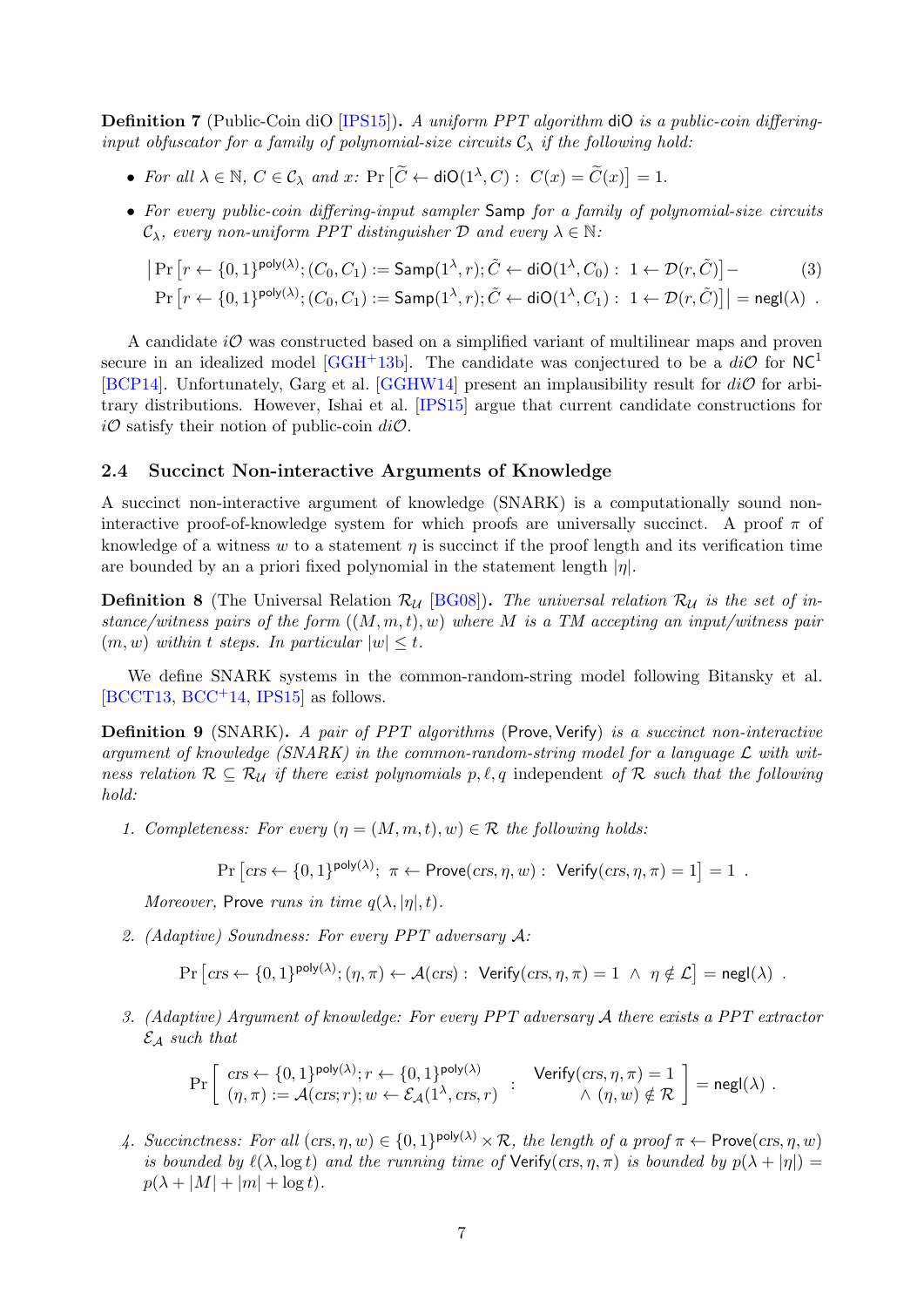**Definition 7** (Public-Coin diO [IPS15]). *A uniform PPT algorithm* $\mathsf{diO}$ *is a public-coin differing-input obfuscator for a family of polynomial-size circuits* $\mathcal{C}_\lambda$ *if the following hold:*

- *For all* $\lambda \in \mathbb{N}$*,* $C \in \mathcal{C}_\lambda$ *and* $x$*:* $\Pr\left[\widetilde{C} \leftarrow \mathsf{diO}(1^\lambda, C) : \; C(x) = \widetilde{C}(x)\right] = 1$*.*
- *For every public-coin differing-input sampler* $\mathsf{Samp}$ *for a family of polynomial-size circuits* $\mathcal{C}_\lambda$*, every non-uniform PPT distinguisher* $\mathcal{D}$ *and every* $\lambda \in \mathbb{N}$*:*

$$\begin{aligned} \big| \Pr\left[r \leftarrow \{0,1\}^{\mathsf{poly}(\lambda)}; (C_0, C_1) := \mathsf{Samp}(1^\lambda, r); \tilde{C} \leftarrow \mathsf{diO}(1^\lambda, C_0) : \; 1 \leftarrow \mathcal{D}(r, \tilde{C})\right] - \\ \Pr\left[r \leftarrow \{0,1\}^{\mathsf{poly}(\lambda)}; (C_0, C_1) := \mathsf{Samp}(1^\lambda, r); \tilde{C} \leftarrow \mathsf{diO}(1^\lambda, C_1) : \; 1 \leftarrow \mathcal{D}(r, \tilde{C})\right] \big| = \mathsf{negl}(\lambda) \; . \end{aligned} \tag{3}$$

A candidate $i\mathcal{O}$ was constructed based on a simplified variant of multilinear maps and proven secure in an idealized model [GGH+13b]. The candidate was conjectured to be a $di\mathcal{O}$ for $\mathsf{NC}^1$ [BCP14]. Unfortunately, Garg et al. [GGHW14] present an implausibility result for $di\mathcal{O}$ for arbitrary distributions. However, Ishai et al. [IPS15] argue that current candidate constructions for $i\mathcal{O}$ satisfy their notion of public-coin $di\mathcal{O}$.

## 2.4 Succinct Non-interactive Arguments of Knowledge

A succinct non-interactive argument of knowledge (SNARK) is a computationally sound non-interactive proof-of-knowledge system for which proofs are universally succinct. A proof $\pi$ of knowledge of a witness $w$ to a statement $\eta$ is succinct if the proof length and its verification time are bounded by an a priori fixed polynomial in the statement length $|\eta|$.

**Definition 8** (The Universal Relation $\mathcal{R}_\mathcal{U}$ [BG08]). *The universal relation* $\mathcal{R}_\mathcal{U}$ *is the set of instance/witness pairs of the form* $((M, m, t), w)$ *where* $M$ *is a TM accepting an input/witness pair* $(m, w)$ *within* $t$ *steps. In particular* $|w| \leq t$*.*

We define SNARK systems in the common-random-string model following Bitansky et al. [BCCT13, BCC+14, IPS15] as follows.

**Definition 9** (SNARK). *A pair of PPT algorithms* $(\mathsf{Prove}, \mathsf{Verify})$ *is a succinct non-interactive argument of knowledge (SNARK) in the common-random-string model for a language* $\mathcal{L}$ *with witness relation* $\mathcal{R} \subseteq \mathcal{R}_\mathcal{U}$ *if there exist polynomials* $p, \ell, q$ independent *of* $\mathcal{R}$ *such that the following hold:*

1. *Completeness: For every* $(\eta = (M, m, t), w) \in \mathcal{R}$ *the following holds:*

$$\Pr\left[crs \leftarrow \{0,1\}^{\mathsf{poly}(\lambda)}; \; \pi \leftarrow \mathsf{Prove}(crs, \eta, w) : \; \mathsf{Verify}(crs, \eta, \pi) = 1\right] = 1 \; .$$

   *Moreover,* $\mathsf{Prove}$ *runs in time* $q(\lambda, |\eta|, t)$*.*

2. *(Adaptive) Soundness: For every PPT adversary* $\mathcal{A}$*:*

$$\Pr\left[crs \leftarrow \{0,1\}^{\mathsf{poly}(\lambda)}; (\eta, \pi) \leftarrow \mathcal{A}(crs) : \; \mathsf{Verify}(crs, \eta, \pi) = 1 \; \wedge \; \eta \notin \mathcal{L}\right] = \mathsf{negl}(\lambda) \; .$$

3. *(Adaptive) Argument of knowledge: For every PPT adversary* $\mathcal{A}$ *there exists a PPT extractor* $\mathcal{E}_\mathcal{A}$ *such that*

$$\Pr\left[\begin{array}{l} crs \leftarrow \{0,1\}^{\mathsf{poly}(\lambda)}; r \leftarrow \{0,1\}^{\mathsf{poly}(\lambda)} \\ (\eta, \pi) := \mathcal{A}(crs; r); w \leftarrow \mathcal{E}_\mathcal{A}(1^\lambda, crs, r) \end{array} : \begin{array}{r} \mathsf{Verify}(crs, \eta, \pi) = 1 \\ \wedge \; (\eta, w) \notin \mathcal{R} \end{array}\right] = \mathsf{negl}(\lambda) \; .$$

4. *Succinctness: For all* $(crs, \eta, w) \in \{0,1\}^{\mathsf{poly}(\lambda)} \times \mathcal{R}$*, the length of a proof* $\pi \leftarrow \mathsf{Prove}(crs, \eta, w)$ *is bounded by* $\ell(\lambda, \log t)$ *and the running time of* $\mathsf{Verify}(crs, \eta, \pi)$ *is bounded by* $p(\lambda + |\eta|) = p(\lambda + |M| + |m| + \log t)$*.*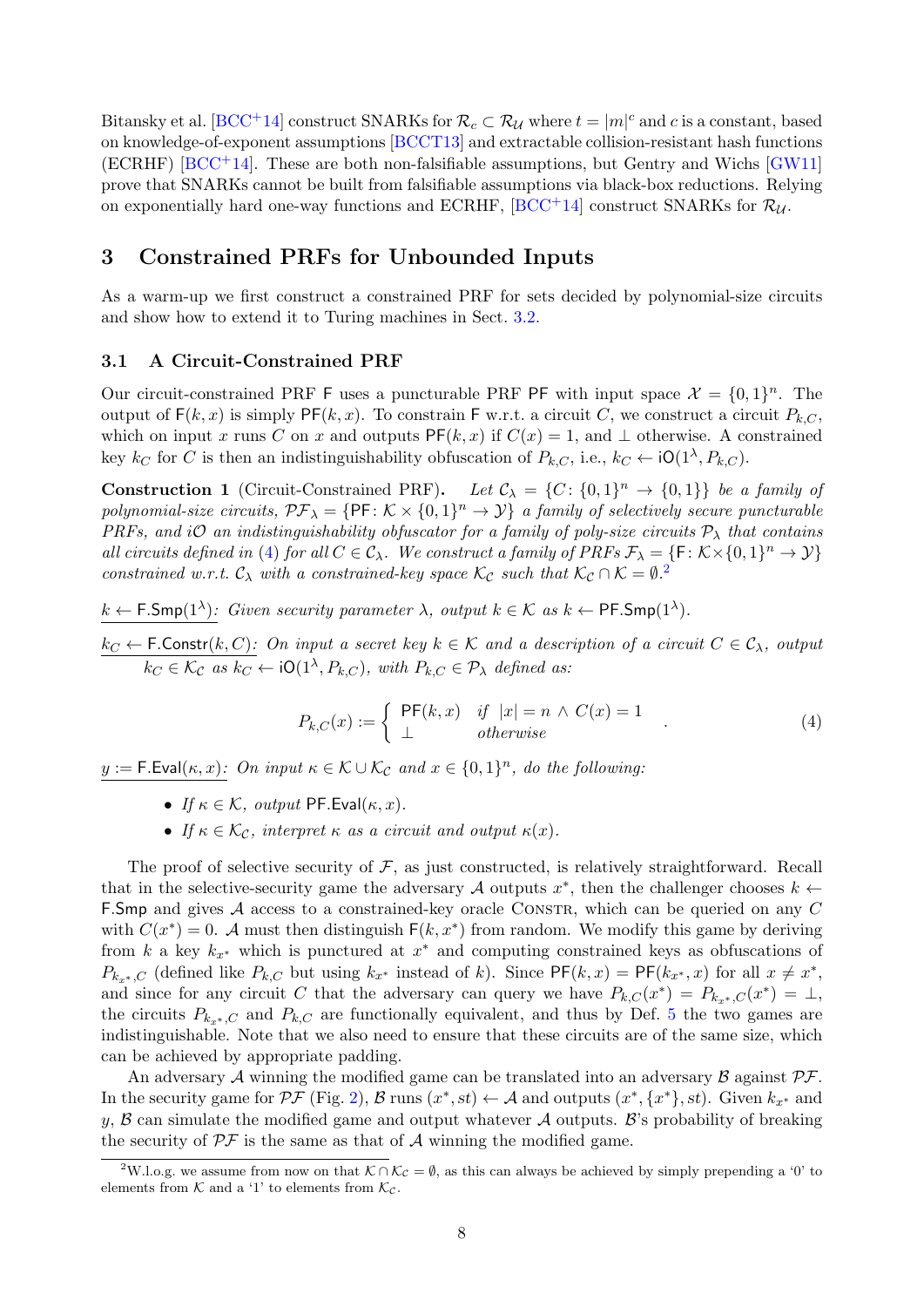Bitansky et al. [BCC+14] construct SNARKs for $\mathcal{R}_c \subset \mathcal{R}_\mathcal{U}$ where $t = |m|^c$ and $c$ is a constant, based on knowledge-of-exponent assumptions [BCCT13] and extractable collision-resistant hash functions (ECRHF) [BCC+14]. These are both non-falsifiable assumptions, but Gentry and Wichs [GW11] prove that SNARKs cannot be built from falsifiable assumptions via black-box reductions. Relying on exponentially hard one-way functions and ECRHF, [BCC+14] construct SNARKs for $\mathcal{R}_\mathcal{U}$.

# 3 Constrained PRFs for Unbounded Inputs

As a warm-up we first construct a constrained PRF for sets decided by polynomial-size circuits and show how to extend it to Turing machines in Sect. 3.2.

## 3.1 A Circuit-Constrained PRF

Our circuit-constrained PRF $\mathsf{F}$ uses a puncturable PRF $\mathsf{PF}$ with input space $\mathcal{X} = \{0,1\}^n$. The output of $\mathsf{F}(k, x)$ is simply $\mathsf{PF}(k, x)$. To constrain $\mathsf{F}$ w.r.t. a circuit $C$, we construct a circuit $P_{k,C}$, which on input $x$ runs $C$ on $x$ and outputs $\mathsf{PF}(k, x)$ if $C(x) = 1$, and $\perp$ otherwise. A constrained key $k_C$ for $C$ is then an indistinguishability obfuscation of $P_{k,C}$, i.e., $k_C \leftarrow \mathsf{iO}(1^\lambda, P_{k,C})$.

**Construction 1** (Circuit-Constrained PRF)**.** *Let $\mathcal{C}_\lambda = \{C\colon \{0,1\}^n \to \{0,1\}\}$ be a family of polynomial-size circuits, $\mathcal{PF}_\lambda = \{\mathsf{PF}\colon \mathcal{K} \times \{0,1\}^n \to \mathcal{Y}\}$ a family of selectively secure puncturable PRFs, and $i\mathcal{O}$ an indistinguishability obfuscator for a family of poly-size circuits $\mathcal{P}_\lambda$ that contains all circuits defined in (4) for all $C \in \mathcal{C}_\lambda$. We construct a family of PRFs $\mathcal{F}_\lambda = \{\mathsf{F}\colon \mathcal{K}\times\{0,1\}^n \to \mathcal{Y}\}$ constrained w.r.t. $\mathcal{C}_\lambda$ with a constrained-key space $\mathcal{K}_\mathcal{C}$ such that $\mathcal{K}_\mathcal{C} \cap \mathcal{K} = \emptyset$.*[2]

<u>$k \leftarrow \mathsf{F.Smp}(1^\lambda)$:</u> *Given security parameter $\lambda$, output $k \in \mathcal{K}$ as $k \leftarrow \mathsf{PF.Smp}(1^\lambda)$.*

<u>$k_C \leftarrow \mathsf{F.Constr}(k, C)$:</u> *On input a secret key $k \in \mathcal{K}$ and a description of a circuit $C \in \mathcal{C}_\lambda$, output $k_C \in \mathcal{K}_\mathcal{C}$ as $k_C \leftarrow \mathsf{iO}(1^\lambda, P_{k,C})$, with $P_{k,C} \in \mathcal{P}_\lambda$ defined as:*

$$P_{k,C}(x) := \begin{cases} \mathsf{PF}(k, x) & \text{if } |x| = n \wedge C(x) = 1 \\ \perp & \text{otherwise} \end{cases} \quad . \tag{4}$$

<u>$y := \mathsf{F.Eval}(\kappa, x)$:</u> *On input $\kappa \in \mathcal{K} \cup \mathcal{K}_\mathcal{C}$ and $x \in \{0,1\}^n$, do the following:*

- *If $\kappa \in \mathcal{K}$, output $\mathsf{PF.Eval}(\kappa, x)$.*
- *If $\kappa \in \mathcal{K}_\mathcal{C}$, interpret $\kappa$ as a circuit and output $\kappa(x)$.*

The proof of selective security of $\mathcal{F}$, as just constructed, is relatively straightforward. Recall that in the selective-security game the adversary $\mathcal{A}$ outputs $x^*$, then the challenger chooses $k \leftarrow \mathsf{F.Smp}$ and gives $\mathcal{A}$ access to a constrained-key oracle Constr, which can be queried on any $C$ with $C(x^*) = 0$. $\mathcal{A}$ must then distinguish $\mathsf{F}(k, x^*)$ from random. We modify this game by deriving from $k$ a key $k_{x^*}$ which is punctured at $x^*$ and computing constrained keys as obfuscations of $P_{k_{x^*},C}$ (defined like $P_{k,C}$ but using $k_{x^*}$ instead of $k$). Since $\mathsf{PF}(k, x) = \mathsf{PF}(k_{x^*}, x)$ for all $x \neq x^*$, and since for any circuit $C$ that the adversary can query we have $P_{k,C}(x^*) = P_{k_{x^*},C}(x^*) = \perp$, the circuits $P_{k_{x^*},C}$ and $P_{k,C}$ are functionally equivalent, and thus by Def. 5 the two games are indistinguishable. Note that we also need to ensure that these circuits are of the same size, which can be achieved by appropriate padding.

An adversary $\mathcal{A}$ winning the modified game can be translated into an adversary $\mathcal{B}$ against $\mathcal{PF}$. In the security game for $\mathcal{PF}$ (Fig. 2), $\mathcal{B}$ runs $(x^*, st) \leftarrow \mathcal{A}$ and outputs $(x^*, \{x^*\}, st)$. Given $k_{x^*}$ and $y$, $\mathcal{B}$ can simulate the modified game and output whatever $\mathcal{A}$ outputs. $\mathcal{B}$'s probability of breaking the security of $\mathcal{PF}$ is the same as that of $\mathcal{A}$ winning the modified game.

[2] W.l.o.g. we assume from now on that $\mathcal{K} \cap \mathcal{K}_\mathcal{C} = \emptyset$, as this can always be achieved by simply prepending a '0' to elements from $\mathcal{K}$ and a '1' to elements from $\mathcal{K}_\mathcal{C}$.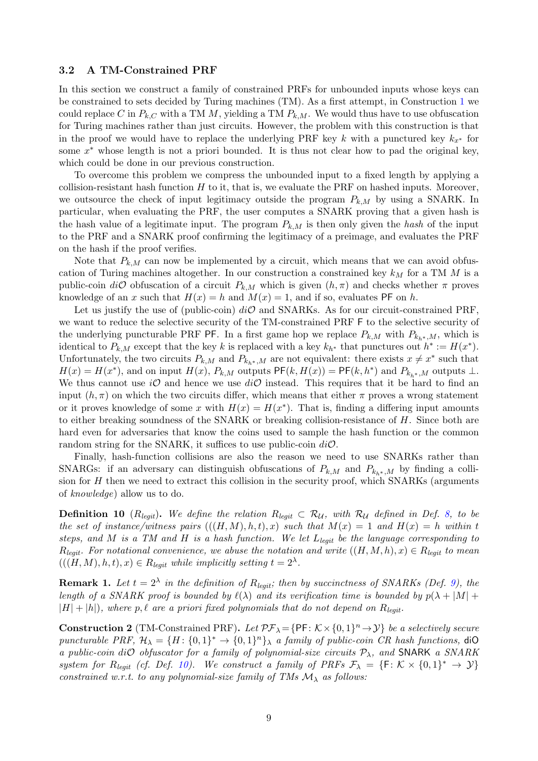### 3.2 A TM-Constrained PRF

In this section we construct a family of constrained PRFs for unbounded inputs whose keys can be constrained to sets decided by Turing machines (TM). As a first attempt, in Construction 1 we could replace $C$ in $P_{k,C}$ with a TM $M$, yielding a TM $P_{k,M}$. We would thus have to use obfuscation for Turing machines rather than just circuits. However, the problem with this construction is that in the proof we would have to replace the underlying PRF key $k$ with a punctured key $k_{x^*}$ for some $x^*$ whose length is not a priori bounded. It is thus not clear how to pad the original key, which could be done in our previous construction.

To overcome this problem we compress the unbounded input to a fixed length by applying a collision-resistant hash function $H$ to it, that is, we evaluate the PRF on hashed inputs. Moreover, we outsource the check of input legitimacy outside the program $P_{k,M}$ by using a SNARK. In particular, when evaluating the PRF, the user computes a SNARK proving that a given hash is the hash value of a legitimate input. The program $P_{k,M}$ is then only given the *hash* of the input to the PRF and a SNARK proof confirming the legitimacy of a preimage, and evaluates the PRF on the hash if the proof verifies.

Note that $P_{k,M}$ can now be implemented by a circuit, which means that we can avoid obfuscation of Turing machines altogether. In our construction a constrained key $k_M$ for a TM $M$ is a public-coin $di\mathcal{O}$ obfuscation of a circuit $P_{k,M}$ which is given $(h, \pi)$ and checks whether $\pi$ proves knowledge of an $x$ such that $H(x) = h$ and $M(x) = 1$, and if so, evaluates $\mathsf{PF}$ on $h$.

Let us justify the use of (public-coin) $di\mathcal{O}$ and SNARKs. As for our circuit-constrained PRF, we want to reduce the selective security of the TM-constrained PRF $\mathsf{F}$ to the selective security of the underlying puncturable PRF $\mathsf{PF}$. In a first game hop we replace $P_{k,M}$ with $P_{k_{h^*},M}$, which is identical to $P_{k,M}$ except that the key $k$ is replaced with a key $k_{h^*}$ that punctures out $h^* := H(x^*)$. Unfortunately, the two circuits $P_{k,M}$ and $P_{k_{h^*},M}$ are not equivalent: there exists $x \neq x^*$ such that $H(x) = H(x^*)$, and on input $H(x)$, $P_{k,M}$ outputs $\mathsf{PF}(k, H(x)) = \mathsf{PF}(k, h^*)$ and $P_{k_{h^*},M}$ outputs $\perp$. We thus cannot use $i\mathcal{O}$ and hence we use $di\mathcal{O}$ instead. This requires that it be hard to find an input $(h, \pi)$ on which the two circuits differ, which means that either $\pi$ proves a wrong statement or it proves knowledge of some $x$ with $H(x) = H(x^*)$. That is, finding a differing input amounts to either breaking soundness of the SNARK or breaking collision-resistance of $H$. Since both are hard even for adversaries that know the coins used to sample the hash function or the common random string for the SNARK, it suffices to use public-coin $di\mathcal{O}$.

Finally, hash-function collisions are also the reason we need to use SNARKs rather than SNARGs: if an adversary can distinguish obfuscations of $P_{k,M}$ and $P_{k_{h^*},M}$ by finding a collision for $H$ then we need to extract this collision in the security proof, which SNARKs (arguments of *knowledge*) allow us to do.

**Definition 10** ($R_{legit}$)**.** *We define the relation $R_{legit} \subset \mathcal{R}_\mathcal{U}$, with $\mathcal{R}_\mathcal{U}$ defined in Def. 8, to be the set of instance/witness pairs $(((H, M), h, t), x)$ such that $M(x) = 1$ and $H(x) = h$ within $t$ steps, and $M$ is a TM and $H$ is a hash function. We let $L_{legit}$ be the language corresponding to $R_{legit}$. For notational convenience, we abuse the notation and write $((H, M, h), x) \in R_{legit}$ to mean $(((H, M), h, t), x) \in R_{legit}$ while implicitly setting $t = 2^\lambda$.*

**Remark 1.** *Let $t = 2^\lambda$ in the definition of $R_{legit}$; then by succinctness of SNARKs (Def. 9), the length of a SNARK proof is bounded by $\ell(\lambda)$ and its verification time is bounded by $p(\lambda + |M| + |H| + |h|)$, where $p, \ell$ are a priori fixed polynomials that do not depend on $R_{legit}$.*

**Construction 2** (TM-Constrained PRF)**.** *Let $\mathcal{PF}_\lambda = \{\mathsf{PF} \colon \mathcal{K} \times \{0,1\}^n \to \mathcal{Y}\}$ be a selectively secure puncturable PRF, $\mathcal{H}_\lambda = \{H \colon \{0,1\}^* \to \{0,1\}^n\}_\lambda$ a family of public-coin CR hash functions, $\mathsf{diO}$ a public-coin $di\mathcal{O}$ obfuscator for a family of polynomial-size circuits $\mathcal{P}_\lambda$, and $\mathsf{SNARK}$ a SNARK system for $R_{legit}$ (cf. Def. 10). We construct a family of PRFs $\mathcal{F}_\lambda = \{\mathsf{F} \colon \mathcal{K} \times \{0,1\}^* \to \mathcal{Y}\}$ constrained w.r.t. to any polynomial-size family of TMs $\mathcal{M}_\lambda$ as follows:*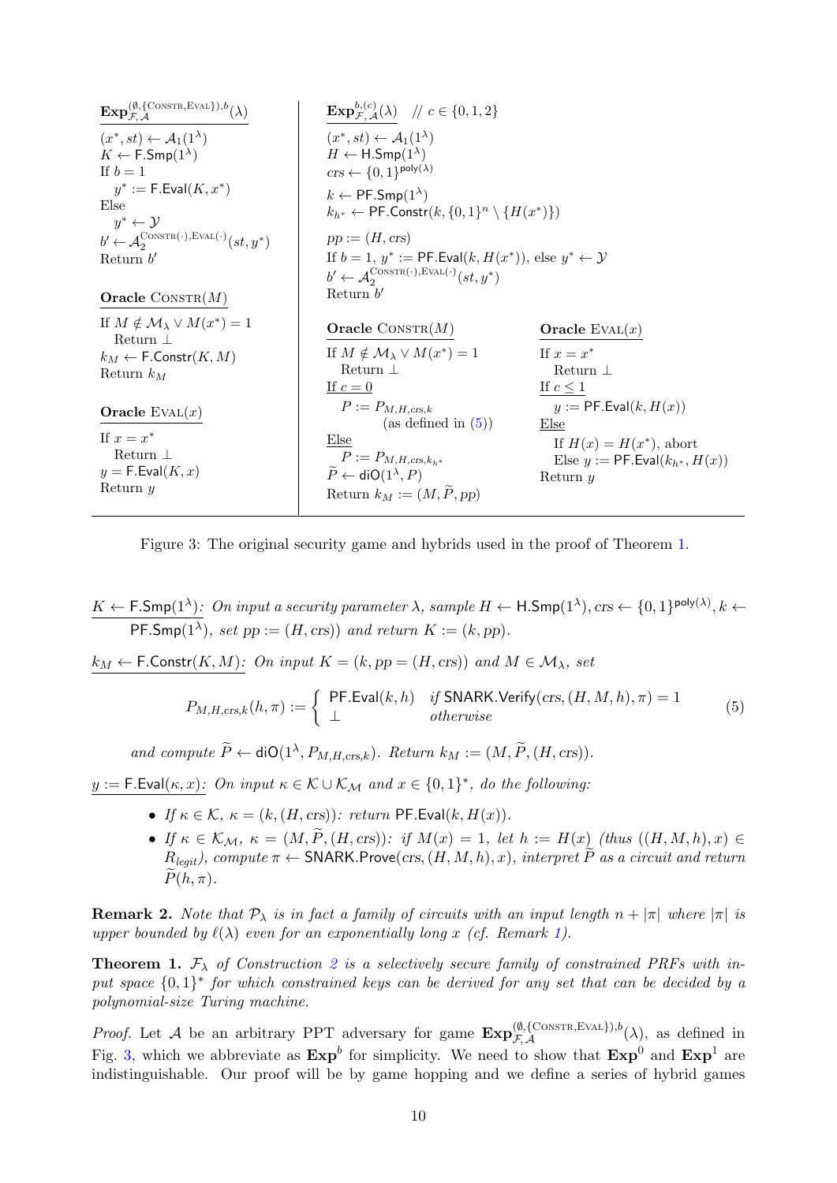**$\mathbf{Exp}_{\mathcal{F},\mathcal{A}}^{(\emptyset,\{\text{Constr},\text{Eval}\}),b}(\lambda)$**

```
(x*, st) ← A_1(1^λ)
K ← F.Smp(1^λ)
If b = 1
  y* := F.Eval(K, x*)
Else
  y* ← Y
b' ← A_2^{Constr(·),Eval(·)}(st, y*)
Return b'
```

**Oracle $\text{Constr}(M)$**

```
If M ∉ M_λ ∨ M(x*) = 1
  Return ⊥
k_M ← F.Constr(K, M)
Return k_M
```

**Oracle $\text{Eval}(x)$**

```
If x = x*
  Return ⊥
y = F.Eval(K, x)
Return y
```

**$\mathbf{Exp}_{\mathcal{F},\mathcal{A}}^{b,(c)}(\lambda)$** // $c \in \{0,1,2\}$

```
(x*, st) ← A_1(1^λ)
H ← H.Smp(1^λ)
crs ← {0,1}^{poly(λ)}
k ← PF.Smp(1^λ)
k_{h*} ← PF.Constr(k, {0,1}^n \ {H(x*)})
pp := (H, crs)
If b = 1, y* := PF.Eval(k, H(x*)), else y* ← Y
b' ← A_2^{Constr(·),Eval(·)}(st, y*)
Return b'
```

**Oracle $\text{Constr}(M)$**

```
If M ∉ M_λ ∨ M(x*) = 1
  Return ⊥
If c = 0
  P := P_{M,H,crs,k}
       (as defined in (5))
Else
  P := P_{M,H,crs,k_{h*}}
P̃ ← diO(1^λ, P)
Return k_M := (M, P̃, pp)
```

**Oracle $\text{Eval}(x)$**

```
If x = x*
  Return ⊥
If c ≤ 1
  y := PF.Eval(k, H(x))
Else
  If H(x) = H(x*), abort
  Else y := PF.Eval(k_{h*}, H(x))
Return y
```

Figure 3: The original security game and hybrids used in the proof of Theorem 1.

$K \leftarrow \mathsf{F.Smp}(1^\lambda)$: *On input a security parameter $\lambda$, sample $H \leftarrow \mathsf{H.Smp}(1^\lambda)$, $crs \leftarrow \{0,1\}^{\mathsf{poly}(\lambda)}$, $k \leftarrow \mathsf{PF.Smp}(1^\lambda)$, set $pp := (H, crs))$ and return $K := (k, pp)$.*

$k_M \leftarrow \mathsf{F.Constr}(K, M)$: *On input $K = (k, pp = (H, crs))$ and $M \in \mathcal{M}_\lambda$, set*

$$P_{M,H,crs,k}(h, \pi) := \begin{cases} \mathsf{PF.Eval}(k, h) & \text{if } \mathsf{SNARK.Verify}(crs, (H, M, h), \pi) = 1 \\ \perp & \text{otherwise} \end{cases} \tag{5}$$

*and compute $\widetilde{P} \leftarrow \mathsf{diO}(1^\lambda, P_{M,H,crs,k})$. Return $k_M := (M, \widetilde{P}, (H, crs))$.*

$y := \mathsf{F.Eval}(\kappa, x)$: *On input $\kappa \in \mathcal{K} \cup \mathcal{K}_\mathcal{M}$ and $x \in \{0,1\}^*$, do the following:*

- *If $\kappa \in \mathcal{K}$, $\kappa = (k, (H, crs))$: return $\mathsf{PF.Eval}(k, H(x))$.*
- *If $\kappa \in \mathcal{K}_\mathcal{M}$, $\kappa = (M, \widetilde{P}, (H, crs))$: if $M(x) = 1$, let $h := H(x)$ (thus $((H, M, h), x) \in R_{legit}$), compute $\pi \leftarrow \mathsf{SNARK.Prove}(crs, (H, M, h), x)$, interpret $\widetilde{P}$ as a circuit and return $\widetilde{P}(h, \pi)$.*

**Remark 2.** *Note that $\mathcal{P}_\lambda$ is in fact a family of circuits with an input length $n + |\pi|$ where $|\pi|$ is upper bounded by $\ell(\lambda)$ even for an exponentially long $x$ (cf. Remark 1).*

**Theorem 1.** *$\mathcal{F}_\lambda$ of Construction 2 is a selectively secure family of constrained PRFs with input space $\{0,1\}^*$ for which constrained keys can be derived for any set that can be decided by a polynomial-size Turing machine.*

*Proof.* Let $\mathcal{A}$ be an arbitrary PPT adversary for game $\mathbf{Exp}_{\mathcal{F},\mathcal{A}}^{(\emptyset,\{\text{Constr},\text{Eval}\}),b}(\lambda)$, as defined in Fig. 3, which we abbreviate as $\mathbf{Exp}^b$ for simplicity. We need to show that $\mathbf{Exp}^0$ and $\mathbf{Exp}^1$ are indistinguishable. Our proof will be by game hopping and we define a series of hybrid games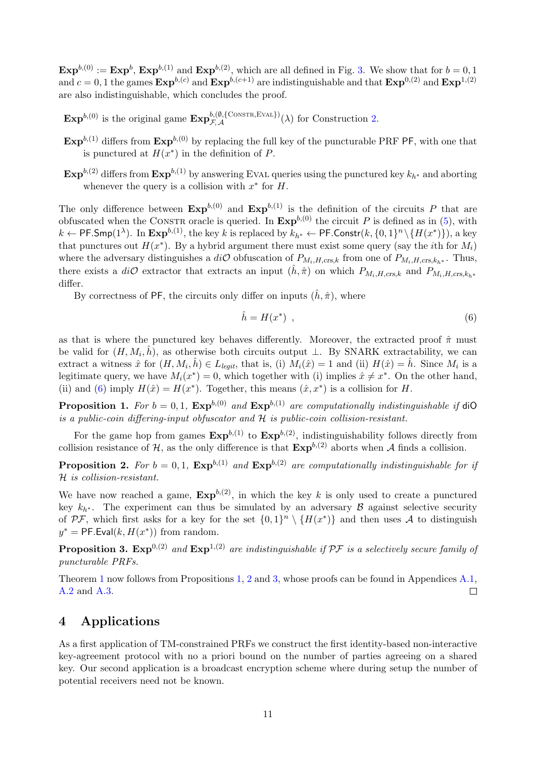$\mathbf{Exp}^{b,(0)} := \mathbf{Exp}^{b}$, $\mathbf{Exp}^{b,(1)}$ and $\mathbf{Exp}^{b,(2)}$, which are all defined in Fig. 3. We show that for $b = 0, 1$ and $c = 0, 1$ the games $\mathbf{Exp}^{b,(c)}$ and $\mathbf{Exp}^{b,(c+1)}$ are indistinguishable and that $\mathbf{Exp}^{0,(2)}$ and $\mathbf{Exp}^{1,(2)}$ are also indistinguishable, which concludes the proof.

$\mathbf{Exp}^{b,(0)}$ is the original game $\mathbf{Exp}^{b,(\emptyset,\{\textsc{Constr},\textsc{Eval}\})}_{\mathcal{F},\mathcal{A}}(\lambda)$ for Construction 2.

$\mathbf{Exp}^{b,(1)}$ differs from $\mathbf{Exp}^{b,(0)}$ by replacing the full key of the puncturable PRF $\mathsf{PF}$, with one that is punctured at $H(x^*)$ in the definition of $P$.

$\mathbf{Exp}^{b,(2)}$ differs from $\mathbf{Exp}^{b,(1)}$ by answering $\textsc{Eval}$ queries using the punctured key $k_{h^*}$ and aborting whenever the query is a collision with $x^*$ for $H$.

The only difference between $\mathbf{Exp}^{b,(0)}$ and $\mathbf{Exp}^{b,(1)}$ is the definition of the circuits $P$ that are obfuscated when the $\textsc{Constr}$ oracle is queried. In $\mathbf{Exp}^{b,(0)}$ the circuit $P$ is defined as in (5), with $k \leftarrow \mathsf{PF.Smp}(1^\lambda)$. In $\mathbf{Exp}^{b,(1)}$, the key $k$ is replaced by $k_{h^*} \leftarrow \mathsf{PF.Constr}(k, \{0,1\}^n \setminus \{H(x^*)\})$, a key that punctures out $H(x^*)$. By a hybrid argument there must exist some query (say the $i$th for $M_i$) where the adversary distinguishes a $di\mathcal{O}$ obfuscation of $P_{M_i,H,crs,k}$ from one of $P_{M_i,H,crs,k_{h^*}}$. Thus, there exists a $di\mathcal{O}$ extractor that extracts an input $(\hat{h}, \hat{\pi})$ on which $P_{M_i,H,crs,k}$ and $P_{M_i,H,crs,k_{h^*}}$ differ.

By correctness of $\mathsf{PF}$, the circuits only differ on inputs $(\hat{h}, \hat{\pi})$, where

$$\hat{h} = H(x^*) \ , \tag{6}$$

as that is where the punctured key behaves differently. Moreover, the extracted proof $\hat{\pi}$ must be valid for $(H, M_i, \hat{h})$, as otherwise both circuits output $\perp$. By SNARK extractability, we can extract a witness $\hat{x}$ for $(H, M_i, \hat{h}) \in L_{legit}$, that is, (i) $M_i(\hat{x}) = 1$ and (ii) $H(\hat{x}) = \hat{h}$. Since $M_i$ is a legitimate query, we have $M_i(x^*) = 0$, which together with (i) implies $\hat{x} \neq x^*$. On the other hand, (ii) and (6) imply $H(\hat{x}) = H(x^*)$. Together, this means $(\hat{x}, x^*)$ is a collision for $H$.

**Proposition 1.** *For $b = 0, 1$, $\mathbf{Exp}^{b,(0)}$ and $\mathbf{Exp}^{b,(1)}$ are computationally indistinguishable if* $\mathsf{diO}$ *is a public-coin differing-input obfuscator and $\mathcal{H}$ is public-coin collision-resistant.*

For the game hop from games $\mathbf{Exp}^{b,(1)}$ to $\mathbf{Exp}^{b,(2)}$, indistinguishability follows directly from collision resistance of $\mathcal{H}$, as the only difference is that $\mathbf{Exp}^{b,(2)}$ aborts when $\mathcal{A}$ finds a collision.

**Proposition 2.** *For $b = 0, 1$, $\mathbf{Exp}^{b,(1)}$ and $\mathbf{Exp}^{b,(2)}$ are computationally indistinguishable for if $\mathcal{H}$ is collision-resistant.*

We have now reached a game, $\mathbf{Exp}^{b,(2)}$, in which the key $k$ is only used to create a punctured key $k_{h^*}$. The experiment can thus be simulated by an adversary $\mathcal{B}$ against selective security of $\mathcal{PF}$, which first asks for a key for the set $\{0,1\}^n \setminus \{H(x^*)\}$ and then uses $\mathcal{A}$ to distinguish $y^* = \mathsf{PF.Eval}(k, H(x^*))$ from random.

**Proposition 3.** $\mathbf{Exp}^{0,(2)}$ *and* $\mathbf{Exp}^{1,(2)}$ *are indistinguishable if $\mathcal{PF}$ is a selectively secure family of puncturable PRFs.*

Theorem 1 now follows from Propositions 1, 2 and 3, whose proofs can be found in Appendices A.1, A.2 and A.3. □

# 4 Applications

As a first application of TM-constrained PRFs we construct the first identity-based non-interactive key-agreement protocol with no a priori bound on the number of parties agreeing on a shared key. Our second application is a broadcast encryption scheme where during setup the number of potential receivers need not be known.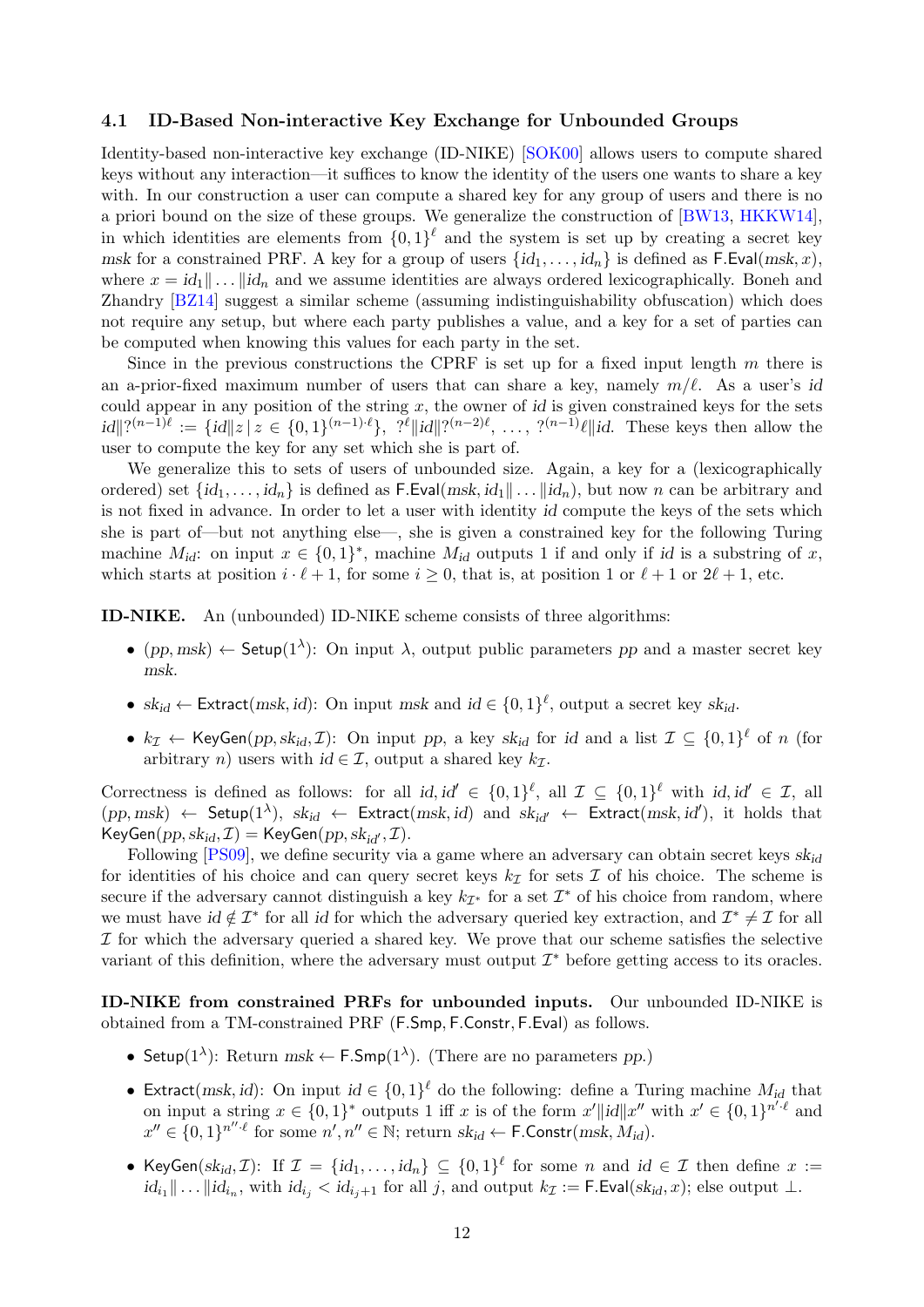### 4.1 ID-Based Non-interactive Key Exchange for Unbounded Groups

Identity-based non-interactive key exchange (ID-NIKE) [SOK00] allows users to compute shared keys without any interaction—it suffices to know the identity of the users one wants to share a key with. In our construction a user can compute a shared key for any group of users and there is no a priori bound on the size of these groups. We generalize the construction of [BW13, HKKW14], in which identities are elements from $\{0,1\}^\ell$ and the system is set up by creating a secret key $msk$ for a constrained PRF. A key for a group of users $\{id_1, \ldots, id_n\}$ is defined as $\mathsf{F.Eval}(msk, x)$, where $x = id_1 \| \ldots \| id_n$ and we assume identities are always ordered lexicographically. Boneh and Zhandry [BZ14] suggest a similar scheme (assuming indistinguishability obfuscation) which does not require any setup, but where each party publishes a value, and a key for a set of parties can be computed when knowing this values for each party in the set.

Since in the previous constructions the CPRF is set up for a fixed input length $m$ there is an a-prior-fixed maximum number of users that can share a key, namely $m/\ell$. As a user's $id$ could appear in any position of the string $x$, the owner of $id$ is given constrained keys for the sets $id\|?^{(n-1)\ell} := \{id\|z \mid z \in \{0,1\}^{(n-1)\cdot\ell}\}$, $?^\ell\|id\|?^{(n-2)\ell}$, $\ldots$, $?^{(n-1)}\ell\|id$. These keys then allow the user to compute the key for any set which she is part of.

We generalize this to sets of users of unbounded size. Again, a key for a (lexicographically ordered) set $\{id_1, \ldots, id_n\}$ is defined as $\mathsf{F.Eval}(msk, id_1\| \ldots \|id_n)$, but now $n$ can be arbitrary and is not fixed in advance. In order to let a user with identity $id$ compute the keys of the sets which she is part of—but not anything else—, she is given a constrained key for the following Turing machine $M_{id}$: on input $x \in \{0,1\}^*$, machine $M_{id}$ outputs 1 if and only if $id$ is a substring of $x$, which starts at position $i \cdot \ell + 1$, for some $i \geq 0$, that is, at position 1 or $\ell + 1$ or $2\ell + 1$, etc.

**ID-NIKE.** An (unbounded) ID-NIKE scheme consists of three algorithms:

- $(pp, msk) \leftarrow \mathsf{Setup}(1^\lambda)$: On input $\lambda$, output public parameters $pp$ and a master secret key $msk$.
- $sk_{id} \leftarrow \mathsf{Extract}(msk, id)$: On input $msk$ and $id \in \{0,1\}^\ell$, output a secret key $sk_{id}$.
- $k_\mathcal{I} \leftarrow \mathsf{KeyGen}(pp, sk_{id}, \mathcal{I})$: On input $pp$, a key $sk_{id}$ for $id$ and a list $\mathcal{I} \subseteq \{0,1\}^\ell$ of $n$ (for arbitrary $n$) users with $id \in \mathcal{I}$, output a shared key $k_\mathcal{I}$.

Correctness is defined as follows: for all $id, id' \in \{0,1\}^\ell$, all $\mathcal{I} \subseteq \{0,1\}^\ell$ with $id, id' \in \mathcal{I}$, all $(pp, msk) \leftarrow \mathsf{Setup}(1^\lambda)$, $sk_{id} \leftarrow \mathsf{Extract}(msk, id)$ and $sk_{id'} \leftarrow \mathsf{Extract}(msk, id')$, it holds that $\mathsf{KeyGen}(pp, sk_{id}, \mathcal{I}) = \mathsf{KeyGen}(pp, sk_{id'}, \mathcal{I})$.

Following [PS09], we define security via a game where an adversary can obtain secret keys $sk_{id}$ for identities of his choice and can query secret keys $k_\mathcal{I}$ for sets $\mathcal{I}$ of his choice. The scheme is secure if the adversary cannot distinguish a key $k_{\mathcal{I}^*}$ for a set $\mathcal{I}^*$ of his choice from random, where we must have $id \notin \mathcal{I}^*$ for all $id$ for which the adversary queried key extraction, and $\mathcal{I}^* \neq \mathcal{I}$ for all $\mathcal{I}$ for which the adversary queried a shared key. We prove that our scheme satisfies the selective variant of this definition, where the adversary must output $\mathcal{I}^*$ before getting access to its oracles.

**ID-NIKE from constrained PRFs for unbounded inputs.** Our unbounded ID-NIKE is obtained from a TM-constrained PRF $(\mathsf{F.Smp}, \mathsf{F.Constr}, \mathsf{F.Eval})$ as follows.

- $\mathsf{Setup}(1^\lambda)$: Return $msk \leftarrow \mathsf{F.Smp}(1^\lambda)$. (There are no parameters $pp$.)
- $\mathsf{Extract}(msk, id)$: On input $id \in \{0,1\}^\ell$ do the following: define a Turing machine $M_{id}$ that on input a string $x \in \{0,1\}^*$ outputs 1 iff $x$ is of the form $x'\|id\|x''$ with $x' \in \{0,1\}^{n'\cdot\ell}$ and $x'' \in \{0,1\}^{n''\cdot\ell}$ for some $n', n'' \in \mathbb{N}$; return $sk_{id} \leftarrow \mathsf{F.Constr}(msk, M_{id})$.
- $\mathsf{KeyGen}(sk_{id}, \mathcal{I})$: If $\mathcal{I} = \{id_1, \ldots, id_n\} \subseteq \{0,1\}^\ell$ for some $n$ and $id \in \mathcal{I}$ then define $x := id_{i_1}\| \ldots \|id_{i_n}$, with $id_{i_j} < id_{i_j+1}$ for all $j$, and output $k_\mathcal{I} := \mathsf{F.Eval}(sk_{id}, x)$; else output $\perp$.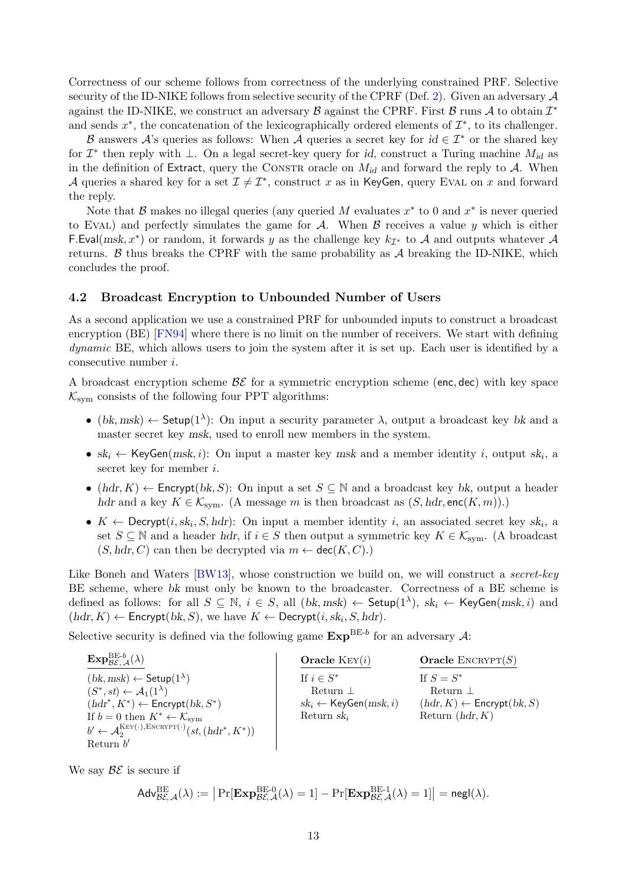Correctness of our scheme follows from correctness of the underlying constrained PRF. Selective security of the ID-NIKE follows from selective security of the CPRF (Def. 2). Given an adversary $\mathcal{A}$ against the ID-NIKE, we construct an adversary $\mathcal{B}$ against the CPRF. First $\mathcal{B}$ runs $\mathcal{A}$ to obtain $\mathcal{I}^*$ and sends $x^*$, the concatenation of the lexicographically ordered elements of $\mathcal{I}^*$, to its challenger.

$\mathcal{B}$ answers $\mathcal{A}$'s queries as follows: When $\mathcal{A}$ queries a secret key for $id \in \mathcal{I}^*$ or the shared key for $\mathcal{I}^*$ then reply with $\perp$. On a legal secret-key query for $id$, construct a Turing machine $M_{id}$ as in the definition of $\mathsf{Extract}$, query the Constr oracle on $M_{id}$ and forward the reply to $\mathcal{A}$. When $\mathcal{A}$ queries a shared key for a set $\mathcal{I} \neq \mathcal{I}^*$, construct $x$ as in $\mathsf{KeyGen}$, query Eval on $x$ and forward the reply.

Note that $\mathcal{B}$ makes no illegal queries (any queried $M$ evaluates $x^*$ to 0 and $x^*$ is never queried to Eval) and perfectly simulates the game for $\mathcal{A}$. When $\mathcal{B}$ receives a value $y$ which is either $\mathsf{F.Eval}(msk, x^*)$ or random, it forwards $y$ as the challenge key $k_{\mathcal{I}^*}$ to $\mathcal{A}$ and outputs whatever $\mathcal{A}$ returns. $\mathcal{B}$ thus breaks the CPRF with the same probability as $\mathcal{A}$ breaking the ID-NIKE, which concludes the proof.

### 4.2 Broadcast Encryption to Unbounded Number of Users

As a second application we use a constrained PRF for unbounded inputs to construct a broadcast encryption (BE) [FN94] where there is no limit on the number of receivers. We start with defining *dynamic* BE, which allows users to join the system after it is set up. Each user is identified by a consecutive number $i$.

A broadcast encryption scheme $\mathcal{BE}$ for a symmetric encryption scheme $(\mathsf{enc}, \mathsf{dec})$ with key space $\mathcal{K}_{\text{sym}}$ consists of the following four PPT algorithms:

- $(bk, msk) \leftarrow \mathsf{Setup}(1^\lambda)$: On input a security parameter $\lambda$, output a broadcast key $bk$ and a master secret key $msk$, used to enroll new members in the system.
- $sk_i \leftarrow \mathsf{KeyGen}(msk, i)$: On input a master key $msk$ and a member identity $i$, output $sk_i$, a secret key for member $i$.
- $(hdr, K) \leftarrow \mathsf{Encrypt}(bk, S)$: On input a set $S \subseteq \mathbb{N}$ and a broadcast key $bk$, output a header $hdr$ and a key $K \in \mathcal{K}_{\text{sym}}$. (A message $m$ is then broadcast as $(S, hdr, \mathsf{enc}(K, m))$.)
- $K \leftarrow \mathsf{Decrypt}(i, sk_i, S, hdr)$: On input a member identity $i$, an associated secret key $sk_i$, a set $S \subseteq \mathbb{N}$ and a header $hdr$, if $i \in S$ then output a symmetric key $K \in \mathcal{K}_{\text{sym}}$. (A broadcast $(S, hdr, C)$ can then be decrypted via $m \leftarrow \mathsf{dec}(K, C)$.)

Like Boneh and Waters [BW13], whose construction we build on, we will construct a *secret-key* BE scheme, where $bk$ must only be known to the broadcaster. Correctness of a BE scheme is defined as follows: for all $S \subseteq \mathbb{N}$, $i \in S$, all $(bk, msk) \leftarrow \mathsf{Setup}(1^\lambda)$, $sk_i \leftarrow \mathsf{KeyGen}(msk, i)$ and $(hdr, K) \leftarrow \mathsf{Encrypt}(bk, S)$, we have $K \leftarrow \mathsf{Decrypt}(i, sk_i, S, hdr)$.

Selective security is defined via the following game $\mathbf{Exp}^{\text{BE-}b}$ for an adversary $\mathcal{A}$:

$\mathbf{Exp}^{\text{BE-}b}_{\mathcal{BE},\mathcal{A}}(\lambda)$

$(bk, msk) \leftarrow \mathsf{Setup}(1^\lambda)$
$(S^*, st) \leftarrow \mathcal{A}_1(1^\lambda)$
$(hdr^*, K^*) \leftarrow \mathsf{Encrypt}(bk, S^*)$
If $b = 0$ then $K^* \leftarrow \mathcal{K}_{\text{sym}}$
$b' \leftarrow \mathcal{A}_2^{\text{Key}(\cdot),\text{Encrypt}(\cdot)}(st, (hdr^*, K^*))$
Return $b'$

**Oracle** Key$(i)$

If $i \in S^*$
  Return $\perp$
$sk_i \leftarrow \mathsf{KeyGen}(msk, i)$
Return $sk_i$

**Oracle** Encrypt$(S)$

If $S = S^*$
  Return $\perp$
$(hdr, K) \leftarrow \mathsf{Encrypt}(bk, S)$
Return $(hdr, K)$

We say $\mathcal{BE}$ is secure if

$$\mathsf{Adv}^{\text{BE}}_{\mathcal{BE},\mathcal{A}}(\lambda) := \left|\Pr[\mathbf{Exp}^{\text{BE-}0}_{\mathcal{BE},\mathcal{A}}(\lambda) = 1] - \Pr[\mathbf{Exp}^{\text{BE-}1}_{\mathcal{BE},\mathcal{A}}(\lambda) = 1]\right| = \mathsf{negl}(\lambda).$$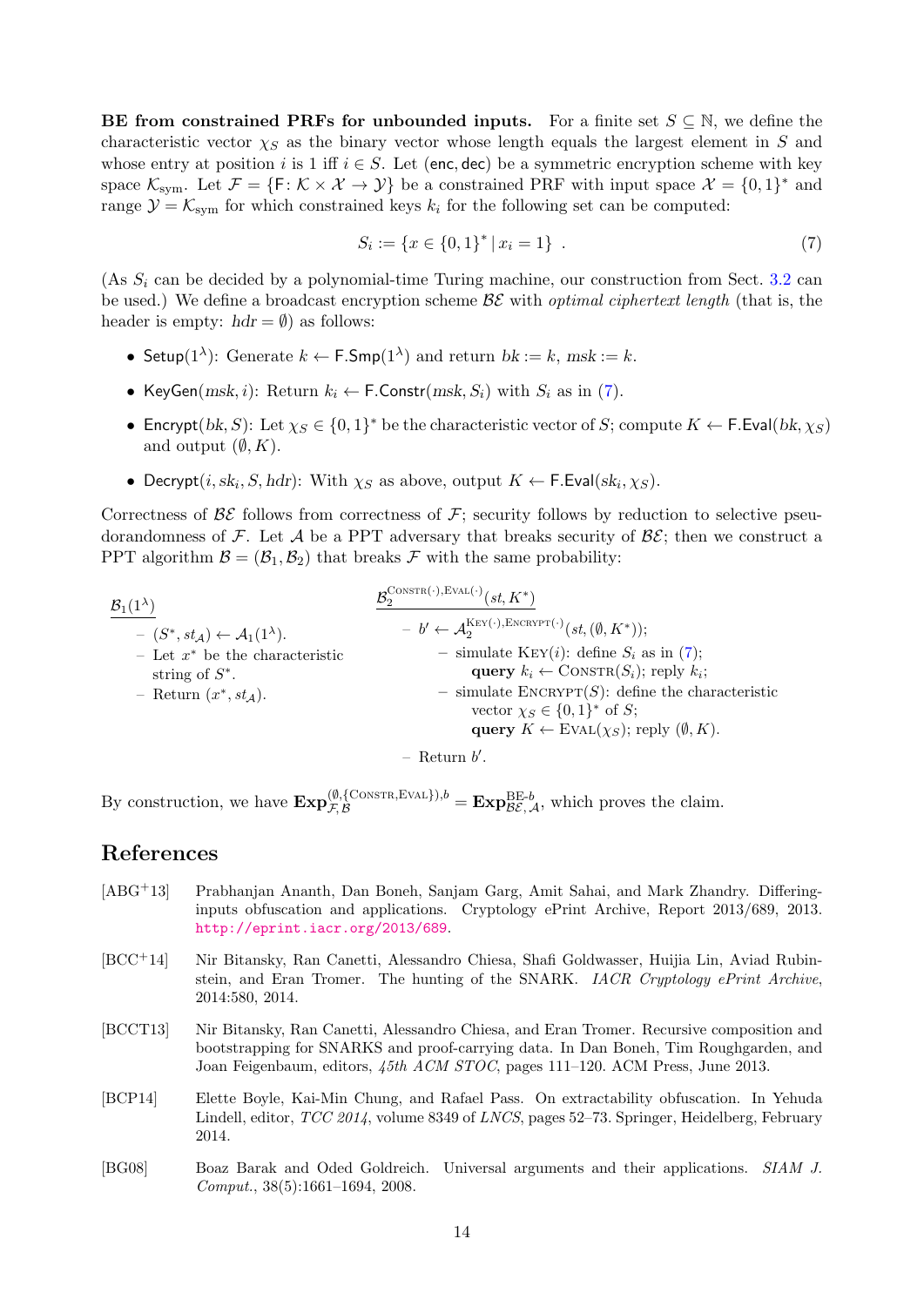**BE from constrained PRFs for unbounded inputs.** For a finite set $S \subseteq \mathbb{N}$, we define the characteristic vector $\chi_S$ as the binary vector whose length equals the largest element in $S$ and whose entry at position $i$ is 1 iff $i \in S$. Let $(\mathsf{enc}, \mathsf{dec})$ be a symmetric encryption scheme with key space $\mathcal{K}_{\mathrm{sym}}$. Let $\mathcal{F} = \{\mathsf{F} \colon \mathcal{K} \times \mathcal{X} \to \mathcal{Y}\}$ be a constrained PRF with input space $\mathcal{X} = \{0,1\}^*$ and range $\mathcal{Y} = \mathcal{K}_{\mathrm{sym}}$ for which constrained keys $k_i$ for the following set can be computed:

$$S_i := \{x \in \{0,1\}^* \,|\, x_i = 1\} \ . \tag{7}$$

(As $S_i$ can be decided by a polynomial-time Turing machine, our construction from Sect. 3.2 can be used.) We define a broadcast encryption scheme $\mathcal{BE}$ with *optimal ciphertext length* (that is, the header is empty: $hdr = \emptyset$) as follows:

- $\mathsf{Setup}(1^\lambda)$: Generate $k \leftarrow \mathsf{F.Smp}(1^\lambda)$ and return $bk := k$, $msk := k$.
- $\mathsf{KeyGen}(msk, i)$: Return $k_i \leftarrow \mathsf{F.Constr}(msk, S_i)$ with $S_i$ as in (7).
- $\mathsf{Encrypt}(bk, S)$: Let $\chi_S \in \{0,1\}^*$ be the characteristic vector of $S$; compute $K \leftarrow \mathsf{F.Eval}(bk, \chi_S)$ and output $(\emptyset, K)$.
- $\mathsf{Decrypt}(i, sk_i, S, hdr)$: With $\chi_S$ as above, output $K \leftarrow \mathsf{F.Eval}(sk_i, \chi_S)$.

Correctness of $\mathcal{BE}$ follows from correctness of $\mathcal{F}$; security follows by reduction to selective pseudorandomness of $\mathcal{F}$. Let $\mathcal{A}$ be a PPT adversary that breaks security of $\mathcal{BE}$; then we construct a PPT algorithm $\mathcal{B} = (\mathcal{B}_1, \mathcal{B}_2)$ that breaks $\mathcal{F}$ with the same probability:

$\underline{\mathcal{B}_1(1^\lambda)}$

- $(S^*, st_{\mathcal{A}}) \leftarrow \mathcal{A}_1(1^\lambda)$.
- Let $x^*$ be the characteristic string of $S^*$.
- Return $(x^*, st_{\mathcal{A}})$.

$\underline{\mathcal{B}_2^{\textsc{Constr}(\cdot),\textsc{Eval}(\cdot)}(st, K^*)}$

- $b' \leftarrow \mathcal{A}_2^{\textsc{Key}(\cdot),\textsc{Encrypt}(\cdot)}(st, (\emptyset, K^*))$;
  - simulate $\textsc{Key}(i)$: define $S_i$ as in (7); **query** $k_i \leftarrow \textsc{Constr}(S_i)$; reply $k_i$;
  - simulate $\textsc{Encrypt}(S)$: define the characteristic vector $\chi_S \in \{0,1\}^*$ of $S$; **query** $K \leftarrow \textsc{Eval}(\chi_S)$; reply $(\emptyset, K)$.
- Return $b'$.

By construction, we have $\mathbf{Exp}_{\mathcal{F},\mathcal{B}}^{(\emptyset,\{\textsc{Constr},\textsc{Eval}\}),b} = \mathbf{Exp}_{\mathcal{BE},\mathcal{A}}^{\text{BE-}b}$, which proves the claim.

## References

[ABG+13] Prabhanjan Ananth, Dan Boneh, Sanjam Garg, Amit Sahai, and Mark Zhandry. Differing-inputs obfuscation and applications. Cryptology ePrint Archive, Report 2013/689, 2013. http://eprint.iacr.org/2013/689.

[BCC+14] Nir Bitansky, Ran Canetti, Alessandro Chiesa, Shafi Goldwasser, Huijia Lin, Aviad Rubinstein, and Eran Tromer. The hunting of the SNARK. *IACR Cryptology ePrint Archive*, 2014:580, 2014.

[BCCT13] Nir Bitansky, Ran Canetti, Alessandro Chiesa, and Eran Tromer. Recursive composition and bootstrapping for SNARKS and proof-carrying data. In Dan Boneh, Tim Roughgarden, and Joan Feigenbaum, editors, *45th ACM STOC*, pages 111–120. ACM Press, June 2013.

[BCP14] Elette Boyle, Kai-Min Chung, and Rafael Pass. On extractability obfuscation. In Yehuda Lindell, editor, *TCC 2014*, volume 8349 of *LNCS*, pages 52–73. Springer, Heidelberg, February 2014.

[BG08] Boaz Barak and Oded Goldreich. Universal arguments and their applications. *SIAM J. Comput.*, 38(5):1661–1694, 2008.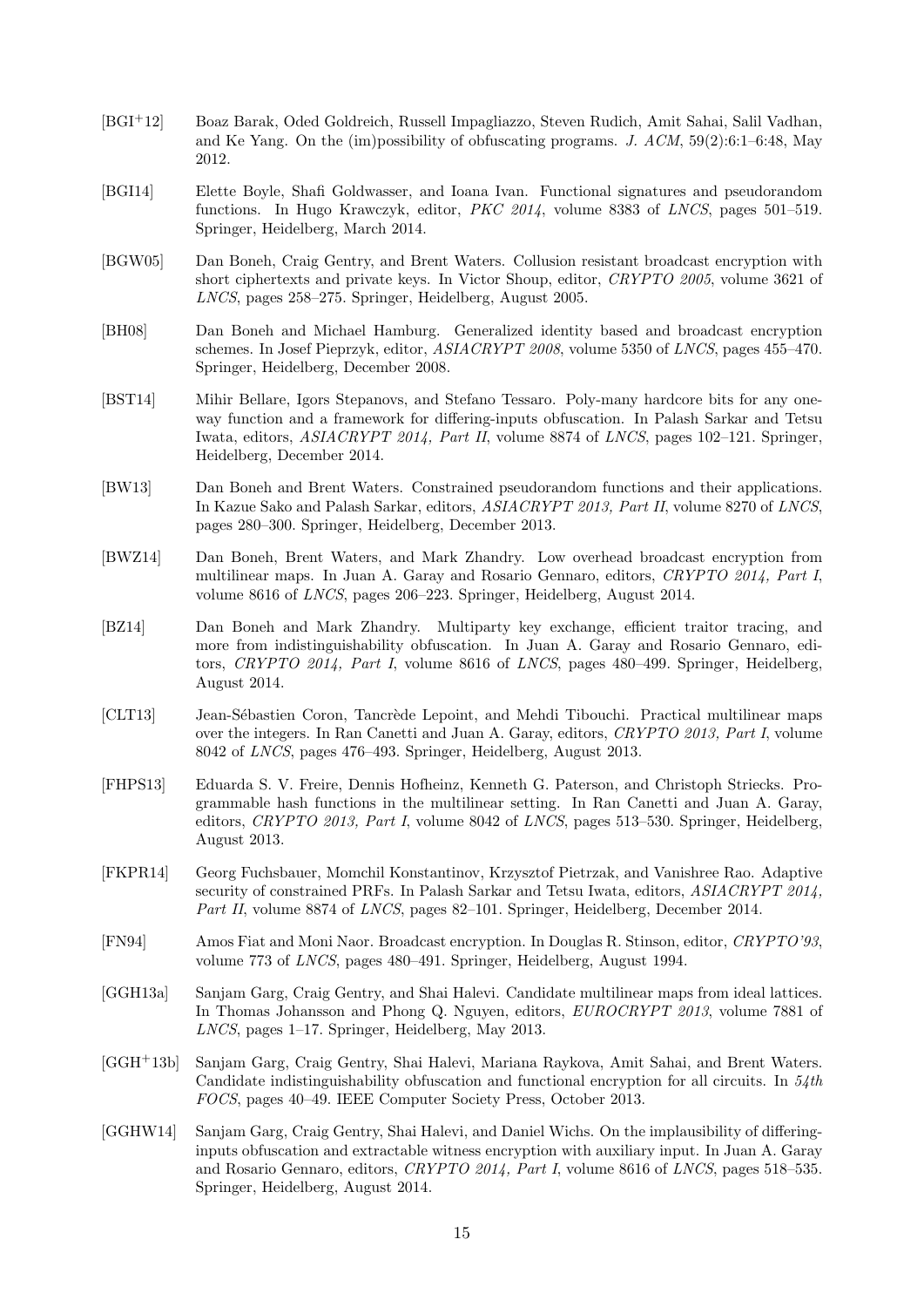[BGI+12] Boaz Barak, Oded Goldreich, Russell Impagliazzo, Steven Rudich, Amit Sahai, Salil Vadhan, and Ke Yang. On the (im)possibility of obfuscating programs. *J. ACM*, 59(2):6:1–6:48, May 2012.

[BGI14] Elette Boyle, Shafi Goldwasser, and Ioana Ivan. Functional signatures and pseudorandom functions. In Hugo Krawczyk, editor, *PKC 2014*, volume 8383 of *LNCS*, pages 501–519. Springer, Heidelberg, March 2014.

[BGW05] Dan Boneh, Craig Gentry, and Brent Waters. Collusion resistant broadcast encryption with short ciphertexts and private keys. In Victor Shoup, editor, *CRYPTO 2005*, volume 3621 of *LNCS*, pages 258–275. Springer, Heidelberg, August 2005.

[BH08] Dan Boneh and Michael Hamburg. Generalized identity based and broadcast encryption schemes. In Josef Pieprzyk, editor, *ASIACRYPT 2008*, volume 5350 of *LNCS*, pages 455–470. Springer, Heidelberg, December 2008.

[BST14] Mihir Bellare, Igors Stepanovs, and Stefano Tessaro. Poly-many hardcore bits for any one-way function and a framework for differing-inputs obfuscation. In Palash Sarkar and Tetsu Iwata, editors, *ASIACRYPT 2014, Part II*, volume 8874 of *LNCS*, pages 102–121. Springer, Heidelberg, December 2014.

[BW13] Dan Boneh and Brent Waters. Constrained pseudorandom functions and their applications. In Kazue Sako and Palash Sarkar, editors, *ASIACRYPT 2013, Part II*, volume 8270 of *LNCS*, pages 280–300. Springer, Heidelberg, December 2013.

[BWZ14] Dan Boneh, Brent Waters, and Mark Zhandry. Low overhead broadcast encryption from multilinear maps. In Juan A. Garay and Rosario Gennaro, editors, *CRYPTO 2014, Part I*, volume 8616 of *LNCS*, pages 206–223. Springer, Heidelberg, August 2014.

[BZ14] Dan Boneh and Mark Zhandry. Multiparty key exchange, efficient traitor tracing, and more from indistinguishability obfuscation. In Juan A. Garay and Rosario Gennaro, editors, *CRYPTO 2014, Part I*, volume 8616 of *LNCS*, pages 480–499. Springer, Heidelberg, August 2014.

[CLT13] Jean-Sébastien Coron, Tancrède Lepoint, and Mehdi Tibouchi. Practical multilinear maps over the integers. In Ran Canetti and Juan A. Garay, editors, *CRYPTO 2013, Part I*, volume 8042 of *LNCS*, pages 476–493. Springer, Heidelberg, August 2013.

[FHPS13] Eduarda S. V. Freire, Dennis Hofheinz, Kenneth G. Paterson, and Christoph Striecks. Programmable hash functions in the multilinear setting. In Ran Canetti and Juan A. Garay, editors, *CRYPTO 2013, Part I*, volume 8042 of *LNCS*, pages 513–530. Springer, Heidelberg, August 2013.

[FKPR14] Georg Fuchsbauer, Momchil Konstantinov, Krzysztof Pietrzak, and Vanishree Rao. Adaptive security of constrained PRFs. In Palash Sarkar and Tetsu Iwata, editors, *ASIACRYPT 2014, Part II*, volume 8874 of *LNCS*, pages 82–101. Springer, Heidelberg, December 2014.

[FN94] Amos Fiat and Moni Naor. Broadcast encryption. In Douglas R. Stinson, editor, *CRYPTO'93*, volume 773 of *LNCS*, pages 480–491. Springer, Heidelberg, August 1994.

[GGH13a] Sanjam Garg, Craig Gentry, and Shai Halevi. Candidate multilinear maps from ideal lattices. In Thomas Johansson and Phong Q. Nguyen, editors, *EUROCRYPT 2013*, volume 7881 of *LNCS*, pages 1–17. Springer, Heidelberg, May 2013.

[GGH+13b] Sanjam Garg, Craig Gentry, Shai Halevi, Mariana Raykova, Amit Sahai, and Brent Waters. Candidate indistinguishability obfuscation and functional encryption for all circuits. In *54th FOCS*, pages 40–49. IEEE Computer Society Press, October 2013.

[GGHW14] Sanjam Garg, Craig Gentry, Shai Halevi, and Daniel Wichs. On the implausibility of differing-inputs obfuscation and extractable witness encryption with auxiliary input. In Juan A. Garay and Rosario Gennaro, editors, *CRYPTO 2014, Part I*, volume 8616 of *LNCS*, pages 518–535. Springer, Heidelberg, August 2014.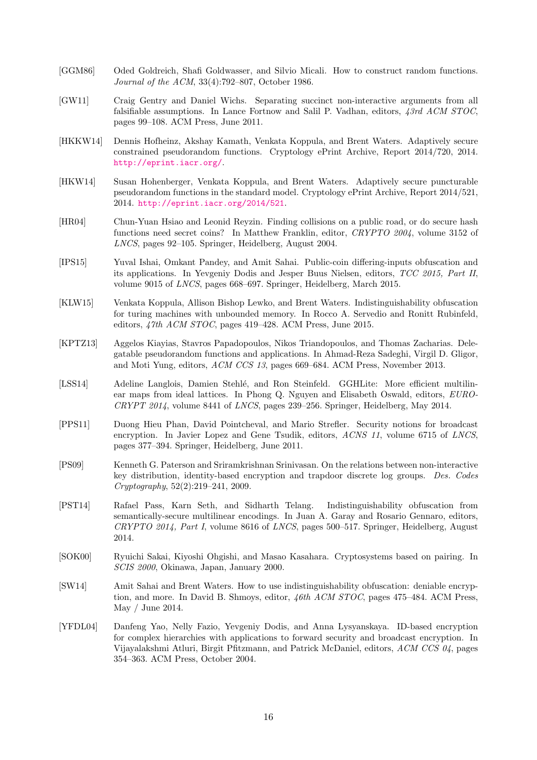[GGM86] Oded Goldreich, Shafi Goldwasser, and Silvio Micali. How to construct random functions. *Journal of the ACM*, 33(4):792–807, October 1986.

[GW11] Craig Gentry and Daniel Wichs. Separating succinct non-interactive arguments from all falsifiable assumptions. In Lance Fortnow and Salil P. Vadhan, editors, *43rd ACM STOC*, pages 99–108. ACM Press, June 2011.

[HKKW14] Dennis Hofheinz, Akshay Kamath, Venkata Koppula, and Brent Waters. Adaptively secure constrained pseudorandom functions. Cryptology ePrint Archive, Report 2014/720, 2014. http://eprint.iacr.org/.

[HKW14] Susan Hohenberger, Venkata Koppula, and Brent Waters. Adaptively secure puncturable pseudorandom functions in the standard model. Cryptology ePrint Archive, Report 2014/521, 2014. http://eprint.iacr.org/2014/521.

[HR04] Chun-Yuan Hsiao and Leonid Reyzin. Finding collisions on a public road, or do secure hash functions need secret coins? In Matthew Franklin, editor, *CRYPTO 2004*, volume 3152 of *LNCS*, pages 92–105. Springer, Heidelberg, August 2004.

[IPS15] Yuval Ishai, Omkant Pandey, and Amit Sahai. Public-coin differing-inputs obfuscation and its applications. In Yevgeniy Dodis and Jesper Buus Nielsen, editors, *TCC 2015, Part II*, volume 9015 of *LNCS*, pages 668–697. Springer, Heidelberg, March 2015.

[KLW15] Venkata Koppula, Allison Bishop Lewko, and Brent Waters. Indistinguishability obfuscation for turing machines with unbounded memory. In Rocco A. Servedio and Ronitt Rubinfeld, editors, *47th ACM STOC*, pages 419–428. ACM Press, June 2015.

[KPTZ13] Aggelos Kiayias, Stavros Papadopoulos, Nikos Triandopoulos, and Thomas Zacharias. Delegatable pseudorandom functions and applications. In Ahmad-Reza Sadeghi, Virgil D. Gligor, and Moti Yung, editors, *ACM CCS 13*, pages 669–684. ACM Press, November 2013.

[LSS14] Adeline Langlois, Damien Stehlé, and Ron Steinfeld. GGHLite: More efficient multilinear maps from ideal lattices. In Phong Q. Nguyen and Elisabeth Oswald, editors, *EUROCRYPT 2014*, volume 8441 of *LNCS*, pages 239–256. Springer, Heidelberg, May 2014.

[PPS11] Duong Hieu Phan, David Pointcheval, and Mario Strefler. Security notions for broadcast encryption. In Javier Lopez and Gene Tsudik, editors, *ACNS 11*, volume 6715 of *LNCS*, pages 377–394. Springer, Heidelberg, June 2011.

[PS09] Kenneth G. Paterson and Sriramkrishnan Srinivasan. On the relations between non-interactive key distribution, identity-based encryption and trapdoor discrete log groups. *Des. Codes Cryptography*, 52(2):219–241, 2009.

[PST14] Rafael Pass, Karn Seth, and Sidharth Telang. Indistinguishability obfuscation from semantically-secure multilinear encodings. In Juan A. Garay and Rosario Gennaro, editors, *CRYPTO 2014, Part I*, volume 8616 of *LNCS*, pages 500–517. Springer, Heidelberg, August 2014.

[SOK00] Ryuichi Sakai, Kiyoshi Ohgishi, and Masao Kasahara. Cryptosystems based on pairing. In *SCIS 2000*, Okinawa, Japan, January 2000.

[SW14] Amit Sahai and Brent Waters. How to use indistinguishability obfuscation: deniable encryption, and more. In David B. Shmoys, editor, *46th ACM STOC*, pages 475–484. ACM Press, May / June 2014.

[YFDL04] Danfeng Yao, Nelly Fazio, Yevgeniy Dodis, and Anna Lysyanskaya. ID-based encryption for complex hierarchies with applications to forward security and broadcast encryption. In Vijayalakshmi Atluri, Birgit Pfitzmann, and Patrick McDaniel, editors, *ACM CCS 04*, pages 354–363. ACM Press, October 2004.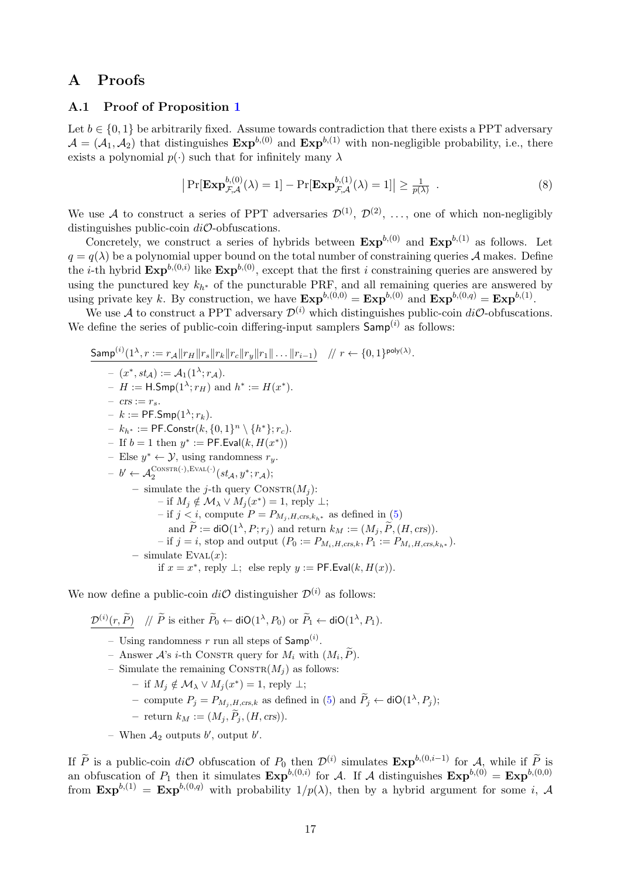# A Proofs

## A.1 Proof of Proposition 1

Let $b \in \{0,1\}$ be arbitrarily fixed. Assume towards contradiction that there exists a PPT adversary $\mathcal{A} = (\mathcal{A}_1, \mathcal{A}_2)$ that distinguishes $\mathbf{Exp}^{b,(0)}$ and $\mathbf{Exp}^{b,(1)}$ with non-negligible probability, i.e., there exists a polynomial $p(\cdot)$ such that for infinitely many $\lambda$

$$\left|\Pr[\mathbf{Exp}^{b,(0)}_{\mathcal{F},\mathcal{A}}(\lambda) = 1] - \Pr[\mathbf{Exp}^{b,(1)}_{\mathcal{F},\mathcal{A}}(\lambda) = 1]\right| \geq \tfrac{1}{p(\lambda)} \ . \tag{8}$$

We use $\mathcal{A}$ to construct a series of PPT adversaries $\mathcal{D}^{(1)}$, $\mathcal{D}^{(2)}$, …, one of which non-negligibly distinguishes public-coin $di\mathcal{O}$-obfuscations.

Concretely, we construct a series of hybrids between $\mathbf{Exp}^{b,(0)}$ and $\mathbf{Exp}^{b,(1)}$ as follows. Let $q = q(\lambda)$ be a polynomial upper bound on the total number of constraining queries $\mathcal{A}$ makes. Define the $i$-th hybrid $\mathbf{Exp}^{b,(0,i)}$ like $\mathbf{Exp}^{b,(0)}$, except that the first $i$ constraining queries are answered by using the punctured key $k_{h^*}$ of the puncturable PRF, and all remaining queries are answered by using private key $k$. By construction, we have $\mathbf{Exp}^{b,(0,0)} = \mathbf{Exp}^{b,(0)}$ and $\mathbf{Exp}^{b,(0,q)} = \mathbf{Exp}^{b,(1)}$.

We use $\mathcal{A}$ to construct a PPT adversary $\mathcal{D}^{(i)}$ which distinguishes public-coin $di\mathcal{O}$-obfuscations. We define the series of public-coin differing-input samplers $\mathsf{Samp}^{(i)}$ as follows:

$\underline{\mathsf{Samp}^{(i)}(1^\lambda, r := r_{\mathcal{A}} \| r_H \| r_s \| r_k \| r_c \| r_y \| r_1 \| \ldots \| r_{i-1})}$ // $r \leftarrow \{0,1\}^{\mathsf{poly}(\lambda)}$.

- $(x^*, st_{\mathcal{A}}) := \mathcal{A}_1(1^\lambda; r_{\mathcal{A}})$.
- $H := \mathsf{H.Smp}(1^\lambda; r_H)$ and $h^* := H(x^*)$.
- $crs := r_s$.
- $k := \mathsf{PF.Smp}(1^\lambda; r_k)$.
- $k_{h^*} := \mathsf{PF.Constr}(k, \{0,1\}^n \setminus \{h^*\}; r_c)$.
- If $b = 1$ then $y^* := \mathsf{PF.Eval}(k, H(x^*))$
- Else $y^* \leftarrow \mathcal{Y}$, using randomness $r_y$.
- $b' \leftarrow \mathcal{A}_2^{\text{CONSTR}(\cdot),\text{EVAL}(\cdot)}(st_{\mathcal{A}}, y^*; r_{\mathcal{A}})$;
  - simulate the $j$-th query $\text{CONSTR}(M_j)$:
    - if $M_j \notin \mathcal{M}_\lambda \vee M_j(x^*) = 1$, reply $\perp$;
    - if $j < i$, compute $P = P_{M_j,H,crs,k_{h^*}}$ as defined in (5) and $\widetilde{P} := \mathsf{diO}(1^\lambda, P; r_j)$ and return $k_M := (M_j, \widetilde{P}, (H, crs))$.
    - if $j = i$, stop and output $(P_0 := P_{M_i,H,crs,k}, P_1 := P_{M_i,H,crs,k_{h^*}})$.
  - simulate $\text{EVAL}(x)$:
    if $x = x^*$, reply $\perp$; else reply $y := \mathsf{PF.Eval}(k, H(x))$.

We now define a public-coin $di\mathcal{O}$ distinguisher $\mathcal{D}^{(i)}$ as follows:

$\underline{\mathcal{D}^{(i)}(r, \widetilde{P})}$ // $\widetilde{P}$ is either $\widetilde{P}_0 \leftarrow \mathsf{diO}(1^\lambda, P_0)$ or $\widetilde{P}_1 \leftarrow \mathsf{diO}(1^\lambda, P_1)$.

- Using randomness $r$ run all steps of $\mathsf{Samp}^{(i)}$.
- Answer $\mathcal{A}$'s $i$-th CONSTR query for $M_i$ with $(M_i, \widetilde{P})$.
- Simulate the remaining $\text{CONSTR}(M_j)$ as follows:
  - if $M_j \notin \mathcal{M}_\lambda \vee M_j(x^*) = 1$, reply $\perp$;
  - compute $P_j = P_{M_j,H,crs,k}$ as defined in (5) and $\widetilde{P}_j \leftarrow \mathsf{diO}(1^\lambda, P_j)$;
  - return $k_M := (M_j, \widetilde{P}_j, (H, crs))$.
- When $\mathcal{A}_2$ outputs $b'$, output $b'$.

If $\widetilde{P}$ is a public-coin $di\mathcal{O}$ obfuscation of $P_0$ then $\mathcal{D}^{(i)}$ simulates $\mathbf{Exp}^{b,(0,i-1)}$ for $\mathcal{A}$, while if $\widetilde{P}$ is an obfuscation of $P_1$ then it simulates $\mathbf{Exp}^{b,(0,i)}$ for $\mathcal{A}$. If $\mathcal{A}$ distinguishes $\mathbf{Exp}^{b,(0)} = \mathbf{Exp}^{b,(0,0)}$ from $\mathbf{Exp}^{b,(1)} = \mathbf{Exp}^{b,(0,q)}$ with probability $1/p(\lambda)$, then by a hybrid argument for some $i$, $\mathcal{A}$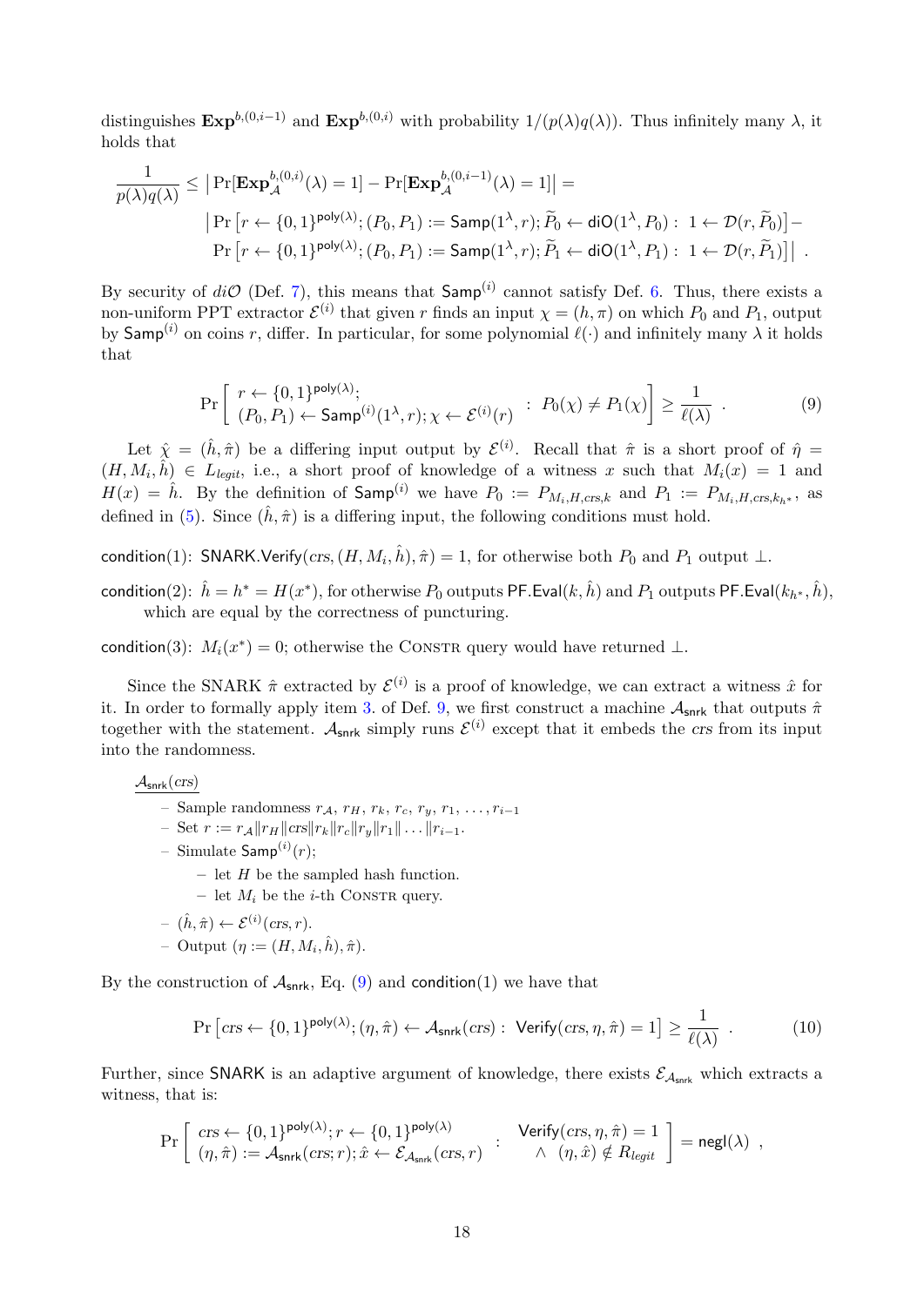distinguishes $\mathbf{Exp}^{b,(0,i-1)}$ and $\mathbf{Exp}^{b,(0,i)}$ with probability $1/(p(\lambda)q(\lambda))$. Thus infinitely many $\lambda$, it holds that

$$\frac{1}{p(\lambda)q(\lambda)} \leq \left|\Pr[\mathbf{Exp}_{\mathcal{A}}^{b,(0,i)}(\lambda) = 1] - \Pr[\mathbf{Exp}_{\mathcal{A}}^{b,(0,i-1)}(\lambda) = 1]\right| =$$
$$\Big|\Pr\left[r \leftarrow \{0,1\}^{\mathsf{poly}(\lambda)}; (P_0, P_1) := \mathsf{Samp}(1^\lambda, r); \widetilde{P}_0 \leftarrow \mathsf{diO}(1^\lambda, P_0) : \ 1 \leftarrow \mathcal{D}(r, \widetilde{P}_0)\right] -$$
$$\Pr\left[r \leftarrow \{0,1\}^{\mathsf{poly}(\lambda)}; (P_0, P_1) := \mathsf{Samp}(1^\lambda, r); \widetilde{P}_1 \leftarrow \mathsf{diO}(1^\lambda, P_1) : \ 1 \leftarrow \mathcal{D}(r, \widetilde{P}_1)\right]\Big| \ .$$

By security of $di\mathcal{O}$ (Def. 7), this means that $\mathsf{Samp}^{(i)}$ cannot satisfy Def. 6. Thus, there exists a non-uniform PPT extractor $\mathcal{E}^{(i)}$ that given $r$ finds an input $\chi = (h, \pi)$ on which $P_0$ and $P_1$, output by $\mathsf{Samp}^{(i)}$ on coins $r$, differ. In particular, for some polynomial $\ell(\cdot)$ and infinitely many $\lambda$ it holds that

$$\Pr\left[\begin{array}{l} r \leftarrow \{0,1\}^{\mathsf{poly}(\lambda)}; \\ (P_0, P_1) \leftarrow \mathsf{Samp}^{(i)}(1^\lambda, r); \chi \leftarrow \mathcal{E}^{(i)}(r) \end{array} : \ P_0(\chi) \neq P_1(\chi)\right] \geq \frac{1}{\ell(\lambda)} \ . \tag{9}$$

Let $\hat{\chi} = (\hat{h}, \hat{\pi})$ be a differing input output by $\mathcal{E}^{(i)}$. Recall that $\hat{\pi}$ is a short proof of $\hat{\eta} = (H, M_i, \hat{h}) \in L_{legit}$, i.e., a short proof of knowledge of a witness $x$ such that $M_i(x) = 1$ and $H(x) = \hat{h}$. By the definition of $\mathsf{Samp}^{(i)}$ we have $P_0 := P_{M_i,H,crs,k}$ and $P_1 := P_{M_i,H,crs,k_{h^*}}$, as defined in (5). Since $(\hat{h}, \hat{\pi})$ is a differing input, the following conditions must hold.

$\mathsf{condition}(1)$: $\mathsf{SNARK.Verify}(crs, (H, M_i, \hat{h}), \hat{\pi}) = 1$, for otherwise both $P_0$ and $P_1$ output $\perp$.

$\mathsf{condition}(2)$: $\hat{h} = h^* = H(x^*)$, for otherwise $P_0$ outputs $\mathsf{PF.Eval}(k, \hat{h})$ and $P_1$ outputs $\mathsf{PF.Eval}(k_{h^*}, \hat{h})$, which are equal by the correctness of puncturing.

$\mathsf{condition}(3)$: $M_i(x^*) = 0$; otherwise the CONSTR query would have returned $\perp$.

Since the SNARK $\hat{\pi}$ extracted by $\mathcal{E}^{(i)}$ is a proof of knowledge, we can extract a witness $\hat{x}$ for it. In order to formally apply item 3. of Def. 9, we first construct a machine $\mathcal{A}_{\mathsf{snrk}}$ that outputs $\hat{\pi}$ together with the statement. $\mathcal{A}_{\mathsf{snrk}}$ simply runs $\mathcal{E}^{(i)}$ except that it embeds the $crs$ from its input into the randomness.

$\underline{\mathcal{A}_{\mathsf{snrk}}(crs)}$

- Sample randomness $r_{\mathcal{A}}$, $r_H$, $r_k$, $r_c$, $r_y$, $r_1, \ldots, r_{i-1}$
- Set $r := r_{\mathcal{A}} \| r_H \| crs \| r_k \| r_c \| r_y \| r_1 \| \ldots \| r_{i-1}$.
- Simulate $\mathsf{Samp}^{(i)}(r)$;
  - let $H$ be the sampled hash function.
  - let $M_i$ be the $i$-th CONSTR query.
- $(\hat{h}, \hat{\pi}) \leftarrow \mathcal{E}^{(i)}(crs, r)$.
- Output $(\eta := (H, M_i, \hat{h}), \hat{\pi})$.

By the construction of $\mathcal{A}_{\mathsf{snrk}}$, Eq. (9) and $\mathsf{condition}(1)$ we have that

$$\Pr\left[crs \leftarrow \{0,1\}^{\mathsf{poly}(\lambda)}; (\eta, \hat{\pi}) \leftarrow \mathcal{A}_{\mathsf{snrk}}(crs) : \ \mathsf{Verify}(crs, \eta, \hat{\pi}) = 1\right] \geq \frac{1}{\ell(\lambda)} \ . \tag{10}$$

Further, since $\mathsf{SNARK}$ is an adaptive argument of knowledge, there exists $\mathcal{E}_{\mathcal{A}_{\mathsf{snrk}}}$ which extracts a witness, that is:

$$\Pr\left[\begin{array}{l} crs \leftarrow \{0,1\}^{\mathsf{poly}(\lambda)}; r \leftarrow \{0,1\}^{\mathsf{poly}(\lambda)} \\ (\eta, \hat{\pi}) := \mathcal{A}_{\mathsf{snrk}}(crs; r); \hat{x} \leftarrow \mathcal{E}_{\mathcal{A}_{\mathsf{snrk}}}(crs, r) \end{array} : \begin{array}{c} \mathsf{Verify}(crs, \eta, \hat{\pi}) = 1 \\ \wedge \ (\eta, \hat{x}) \notin R_{legit} \end{array}\right] = \mathsf{negl}(\lambda) \ ,$$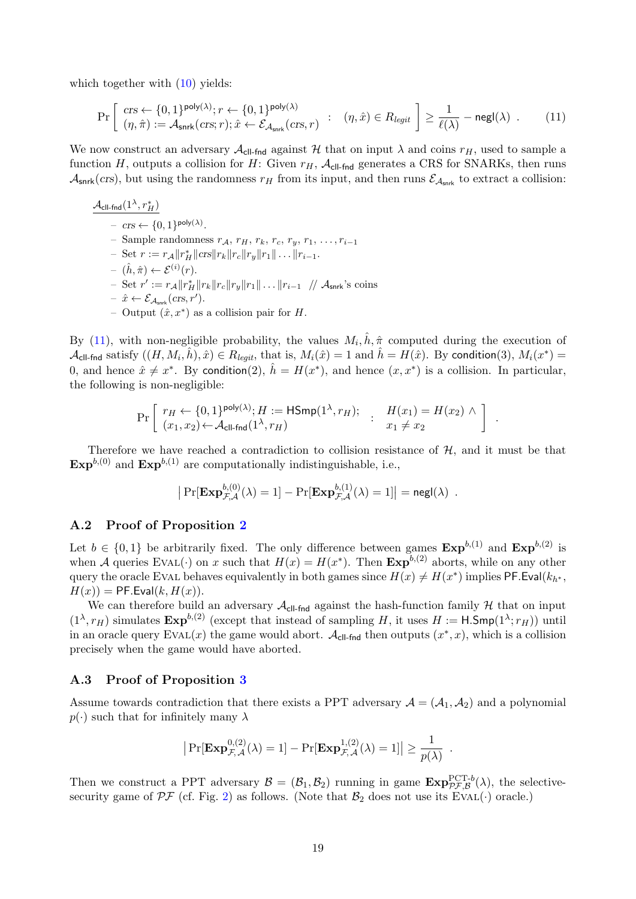which together with (10) yields:

$$\Pr\left[\begin{array}{l} crs \leftarrow \{0,1\}^{\mathsf{poly}(\lambda)}; r \leftarrow \{0,1\}^{\mathsf{poly}(\lambda)} \\ (\eta, \hat{\pi}) := \mathcal{A}_{\mathsf{snrk}}(crs; r); \hat{x} \leftarrow \mathcal{E}_{\mathcal{A}_{\mathsf{snrk}}}(crs, r) \end{array} : \quad (\eta, \hat{x}) \in R_{legit}\right] \geq \frac{1}{\ell(\lambda)} - \mathsf{negl}(\lambda) \ . \tag{11}$$

We now construct an adversary $\mathcal{A}_{\mathsf{cll\text{-}fnd}}$ against $\mathcal{H}$ that on input $\lambda$ and coins $r_H$, used to sample a function $H$, outputs a collision for $H$: Given $r_H$, $\mathcal{A}_{\mathsf{cll\text{-}fnd}}$ generates a CRS for SNARKs, then runs $\mathcal{A}_{\mathsf{snrk}}(crs)$, but using the randomness $r_H$ from its input, and then runs $\mathcal{E}_{\mathcal{A}_{\mathsf{snrk}}}$ to extract a collision:

$\underline{\mathcal{A}_{\mathsf{cll\text{-}fnd}}(1^\lambda, r_H^*)}$

- $crs \leftarrow \{0,1\}^{\mathsf{poly}(\lambda)}$.
- Sample randomness $r_{\mathcal{A}}, r_H, r_k, r_c, r_y, r_1, \ldots, r_{i-1}$
- Set $r := r_{\mathcal{A}} \| r_H^* \| crs \| r_k \| r_c \| r_y \| r_1 \| \ldots \| r_{i-1}$.
- $(\hat{h}, \hat{\pi}) \leftarrow \mathcal{E}^{(i)}(r)$.
- Set $r' := r_{\mathcal{A}} \| r_H^* \| r_k \| r_c \| r_y \| r_1 \| \ldots \| r_{i-1}$ // $\mathcal{A}_{\mathsf{snrk}}$'s coins
- $\hat{x} \leftarrow \mathcal{E}_{\mathcal{A}_{\mathsf{snrk}}}(crs, r')$.
- Output $(\hat{x}, x^*)$ as a collision pair for $H$.

By (11), with non-negligible probability, the values $M_i, \hat{h}, \hat{\pi}$ computed during the execution of $\mathcal{A}_{\mathsf{cll\text{-}fnd}}$ satisfy $((H, M_i, \hat{h}), \hat{x}) \in R_{legit}$, that is, $M_i(\hat{x}) = 1$ and $\hat{h} = H(\hat{x})$. By $\mathsf{condition}(3)$, $M_i(x^*) = 0$, and hence $\hat{x} \neq x^*$. By $\mathsf{condition}(2)$, $\hat{h} = H(x^*)$, and hence $(x, x^*)$ is a collision. In particular, the following is non-negligible:

$$\Pr\left[\begin{array}{l} r_H \leftarrow \{0,1\}^{\mathsf{poly}(\lambda)}; H := \mathsf{HSmp}(1^\lambda, r_H); \\ (x_1, x_2) \leftarrow \mathcal{A}_{\mathsf{cll\text{-}fnd}}(1^\lambda, r_H) \end{array} : \begin{array}{l} H(x_1) = H(x_2) \wedge \\ x_1 \neq x_2 \end{array}\right] .$$

Therefore we have reached a contradiction to collision resistance of $\mathcal{H}$, and it must be that $\mathbf{Exp}^{b,(0)}$ and $\mathbf{Exp}^{b,(1)}$ are computationally indistinguishable, i.e.,

$$\left|\Pr[\mathbf{Exp}^{b,(0)}_{\mathcal{F},\mathcal{A}}(\lambda) = 1] - \Pr[\mathbf{Exp}^{b,(1)}_{\mathcal{F},\mathcal{A}}(\lambda) = 1]\right| = \mathsf{negl}(\lambda) \ .$$

## A.2 Proof of Proposition 2

Let $b \in \{0,1\}$ be arbitrarily fixed. The only difference between games $\mathbf{Exp}^{b,(1)}$ and $\mathbf{Exp}^{b,(2)}$ is when $\mathcal{A}$ queries $\textsc{Eval}(\cdot)$ on $x$ such that $H(x) = H(x^*)$. Then $\mathbf{Exp}^{b,(2)}$ aborts, while on any other query the oracle $\textsc{Eval}$ behaves equivalently in both games since $H(x) \neq H(x^*)$ implies $\mathsf{PF.Eval}(k_{h^*}, H(x)) = \mathsf{PF.Eval}(k, H(x))$.

We can therefore build an adversary $\mathcal{A}_{\mathsf{cll\text{-}fnd}}$ against the hash-function family $\mathcal{H}$ that on input $(1^\lambda, r_H)$ simulates $\mathbf{Exp}^{b,(2)}$ (except that instead of sampling $H$, it uses $H := \mathsf{H.Smp}(1^\lambda; r_H)$) until in an oracle query $\textsc{Eval}(x)$ the game would abort. $\mathcal{A}_{\mathsf{cll\text{-}fnd}}$ then outputs $(x^*, x)$, which is a collision precisely when the game would have aborted.

## A.3 Proof of Proposition 3

Assume towards contradiction that there exists a PPT adversary $\mathcal{A} = (\mathcal{A}_1, \mathcal{A}_2)$ and a polynomial $p(\cdot)$ such that for infinitely many $\lambda$

$$\left|\Pr[\mathbf{Exp}^{0,(2)}_{\mathcal{F},\mathcal{A}}(\lambda) = 1] - \Pr[\mathbf{Exp}^{1,(2)}_{\mathcal{F},\mathcal{A}}(\lambda) = 1]\right| \geq \frac{1}{p(\lambda)} \ .$$

Then we construct a PPT adversary $\mathcal{B} = (\mathcal{B}_1, \mathcal{B}_2)$ running in game $\mathbf{Exp}^{\text{PCT-}b}_{\mathcal{PF},\mathcal{B}}(\lambda)$, the selective-security game of $\mathcal{PF}$ (cf. Fig. 2) as follows. (Note that $\mathcal{B}_2$ does not use its $\textsc{Eval}(\cdot)$ oracle.)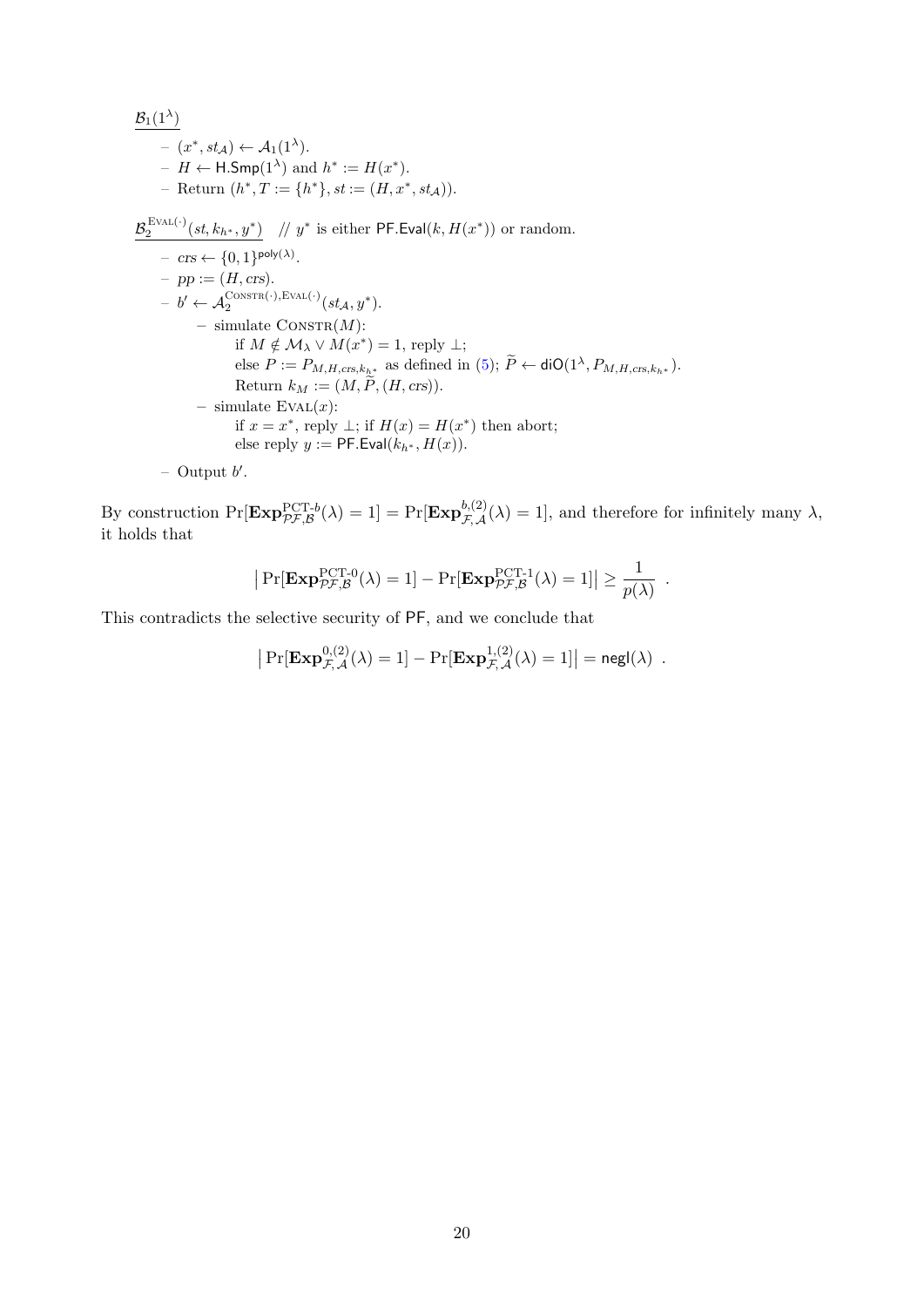$\underline{\mathcal{B}_1(1^\lambda)}$

- $(x^*, st_{\mathcal{A}}) \leftarrow \mathcal{A}_1(1^\lambda)$.
- $H \leftarrow \mathsf{H.Smp}(1^\lambda)$ and $h^* := H(x^*)$.
- Return $(h^*, T := \{h^*\}, st := (H, x^*, st_{\mathcal{A}}))$.

$\underline{\mathcal{B}_2^{\text{EVAL}(\cdot)}(st, k_{h^*}, y^*)}$ // $y^*$ is either $\mathsf{PF.Eval}(k, H(x^*))$ or random.

- $crs \leftarrow \{0,1\}^{\mathsf{poly}(\lambda)}$.
- $pp := (H, crs)$.
- $b' \leftarrow \mathcal{A}_2^{\text{CONSTR}(\cdot),\text{EVAL}(\cdot)}(st_{\mathcal{A}}, y^*)$.
  - simulate $\text{CONSTR}(M)$:
    if $M \notin \mathcal{M}_\lambda \vee M(x^*) = 1$, reply $\bot$;
    else $P := P_{M,H,crs,k_{h^*}}$ as defined in (5); $\widetilde{P} \leftarrow \mathsf{diO}(1^\lambda, P_{M,H,crs,k_{h^*}})$.
    Return $k_M := (M, \widetilde{P}, (H, crs))$.
  - simulate $\text{EVAL}(x)$:
    if $x = x^*$, reply $\bot$; if $H(x) = H(x^*)$ then abort;
    else reply $y := \mathsf{PF.Eval}(k_{h^*}, H(x))$.
- Output $b'$.

By construction $\Pr[\mathbf{Exp}_{\mathcal{PF},\mathcal{B}}^{\text{PCT-}b}(\lambda) = 1] = \Pr[\mathbf{Exp}_{\mathcal{F},\mathcal{A}}^{b,(2)}(\lambda) = 1]$, and therefore for infinitely many $\lambda$, it holds that

$$\left|\Pr[\mathbf{Exp}_{\mathcal{PF},\mathcal{B}}^{\text{PCT-}0}(\lambda) = 1] - \Pr[\mathbf{Exp}_{\mathcal{PF},\mathcal{B}}^{\text{PCT-}1}(\lambda) = 1]\right| \geq \frac{1}{p(\lambda)} \ .$$

This contradicts the selective security of $\mathsf{PF}$, and we conclude that

$$\left|\Pr[\mathbf{Exp}_{\mathcal{F},\mathcal{A}}^{0,(2)}(\lambda) = 1] - \Pr[\mathbf{Exp}_{\mathcal{F},\mathcal{A}}^{1,(2)}(\lambda) = 1]\right| = \mathsf{negl}(\lambda) \ .$$